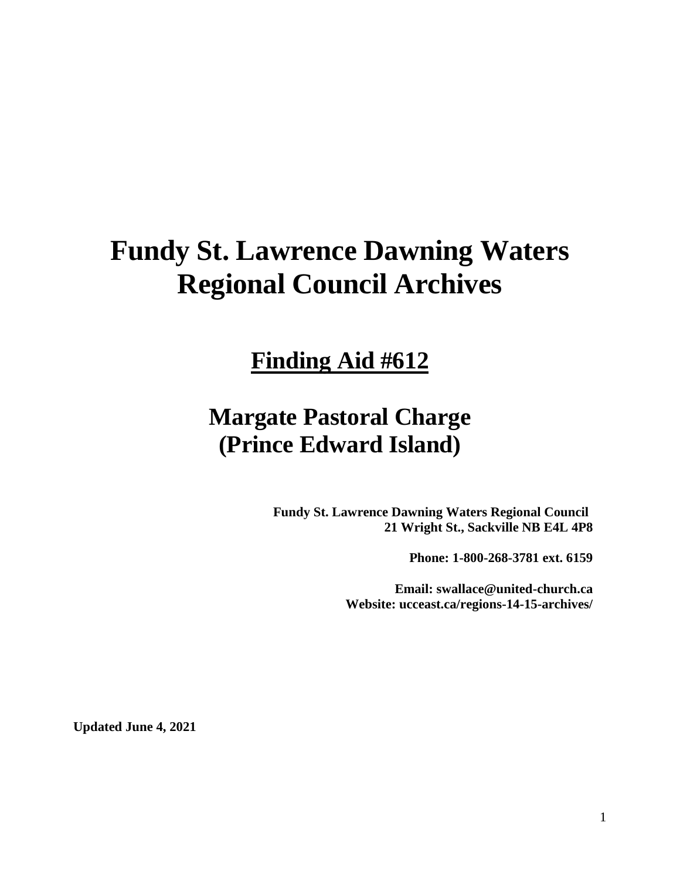# Fundy St. Lawrence Dawning Waters Regional Council Archives

## Finding Aid #612

## Margate Pastoral Charge (Prince Edward Island)

**Fundy St. Lawrence Dawning Waters Regional Council**
**21 Wright St., Sackville NB E4L 4P8**

**Phone: 1-800-268-3781 ext. 6159**

**Email: swallace@united-church.ca**
**Website: ucceast.ca/regions-14-15-archives/**

**Updated June 4, 2021**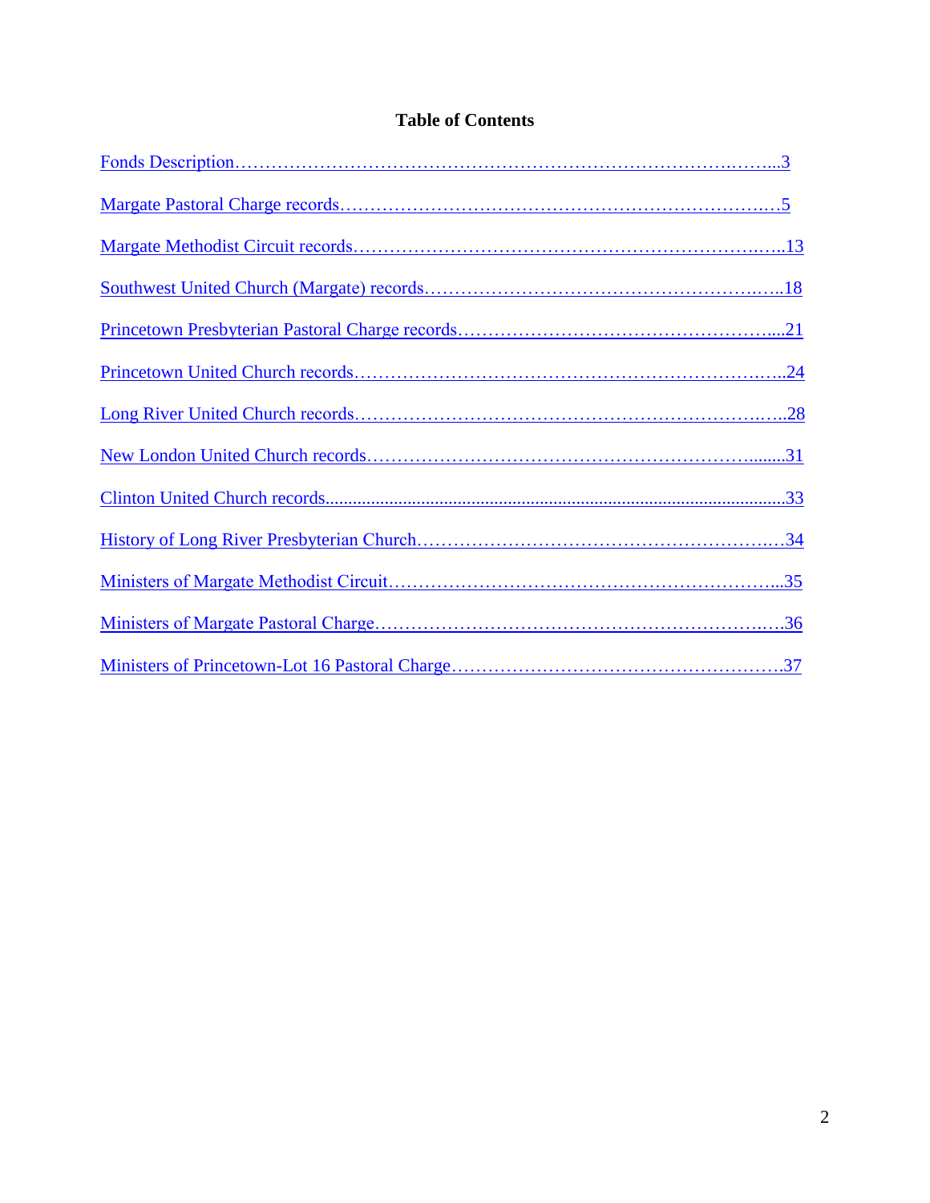# Table of Contents

Fonds Description……………………………………………………………………………..……...3

Margate Pastoral Charge records……………………………………………………………….…5

Margate Methodist Circuit records…………………………………………………………….…..13

Southwest United Church (Margate) records……………………………………………….…..18

Princetown Presbyterian Pastoral Charge records…………………………………………….....21

Princetown United Church records…………………………………………………………….…..24

Long River United Church records…………………………………………………………….…..28

New London United Church records……………………………………………………….........31

Clinton United Church records...................................................................................................33

History of Long River Presbyterian Church……………………………………………….…34

Ministers of Margate Methodist Circuit……………………………………………………...35

Ministers of Margate Pastoral Charge……………………………………………………….…36

Ministers of Princetown-Lot 16 Pastoral Charge……………………………………………….37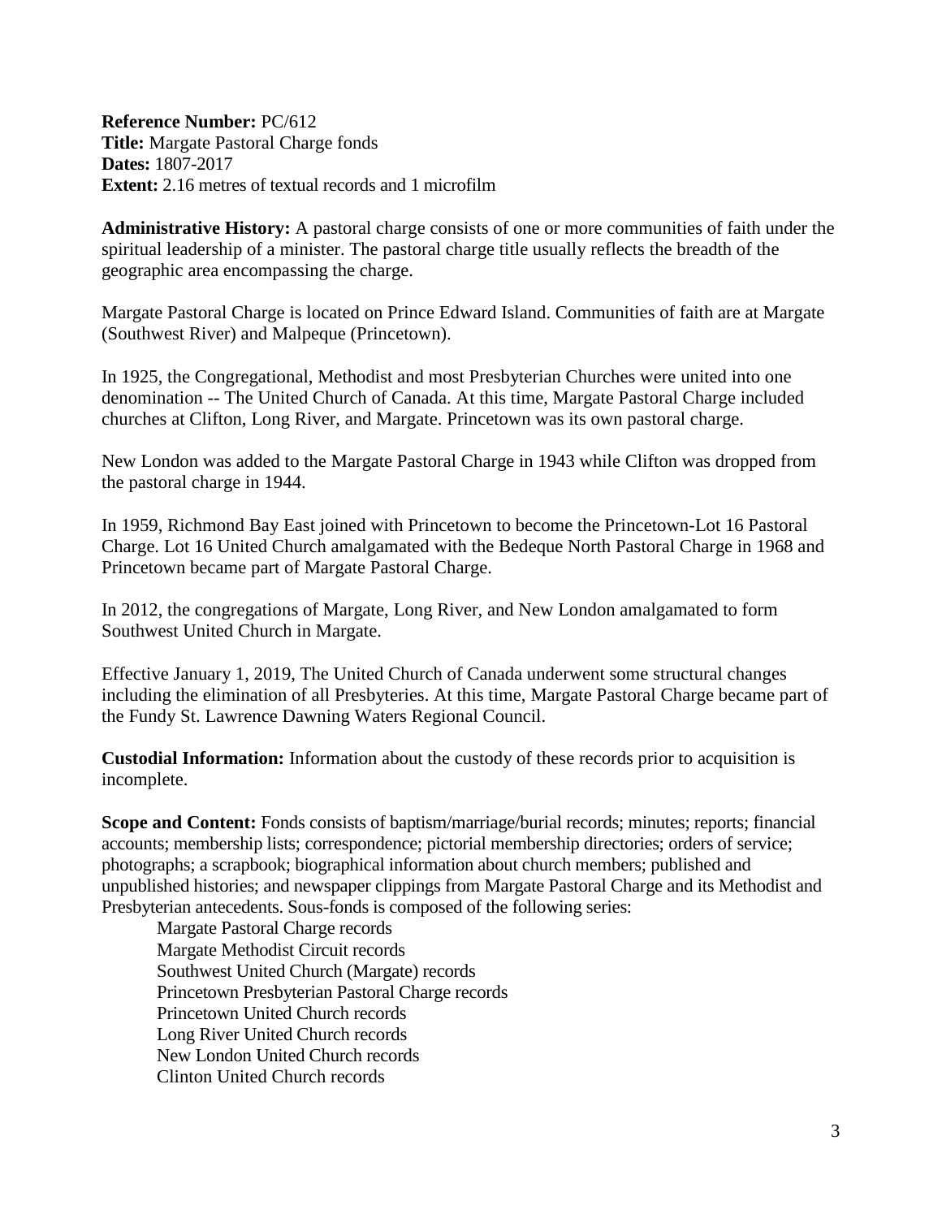**Reference Number:** PC/612
**Title:** Margate Pastoral Charge fonds
**Dates:** 1807-2017
**Extent:** 2.16 metres of textual records and 1 microfilm

**Administrative History:** A pastoral charge consists of one or more communities of faith under the spiritual leadership of a minister. The pastoral charge title usually reflects the breadth of the geographic area encompassing the charge.

Margate Pastoral Charge is located on Prince Edward Island. Communities of faith are at Margate (Southwest River) and Malpeque (Princetown).

In 1925, the Congregational, Methodist and most Presbyterian Churches were united into one denomination -- The United Church of Canada. At this time, Margate Pastoral Charge included churches at Clifton, Long River, and Margate. Princetown was its own pastoral charge.

New London was added to the Margate Pastoral Charge in 1943 while Clifton was dropped from the pastoral charge in 1944.

In 1959, Richmond Bay East joined with Princetown to become the Princetown-Lot 16 Pastoral Charge. Lot 16 United Church amalgamated with the Bedeque North Pastoral Charge in 1968 and Princetown became part of Margate Pastoral Charge.

In 2012, the congregations of Margate, Long River, and New London amalgamated to form Southwest United Church in Margate.

Effective January 1, 2019, The United Church of Canada underwent some structural changes including the elimination of all Presbyteries. At this time, Margate Pastoral Charge became part of the Fundy St. Lawrence Dawning Waters Regional Council.

**Custodial Information:** Information about the custody of these records prior to acquisition is incomplete.

**Scope and Content:** Fonds consists of baptism/marriage/burial records; minutes; reports; financial accounts; membership lists; correspondence; pictorial membership directories; orders of service; photographs; a scrapbook; biographical information about church members; published and unpublished histories; and newspaper clippings from Margate Pastoral Charge and its Methodist and Presbyterian antecedents. Sous-fonds is composed of the following series:

- Margate Pastoral Charge records
- Margate Methodist Circuit records
- Southwest United Church (Margate) records
- Princetown Presbyterian Pastoral Charge records
- Princetown United Church records
- Long River United Church records
- New London United Church records
- Clinton United Church records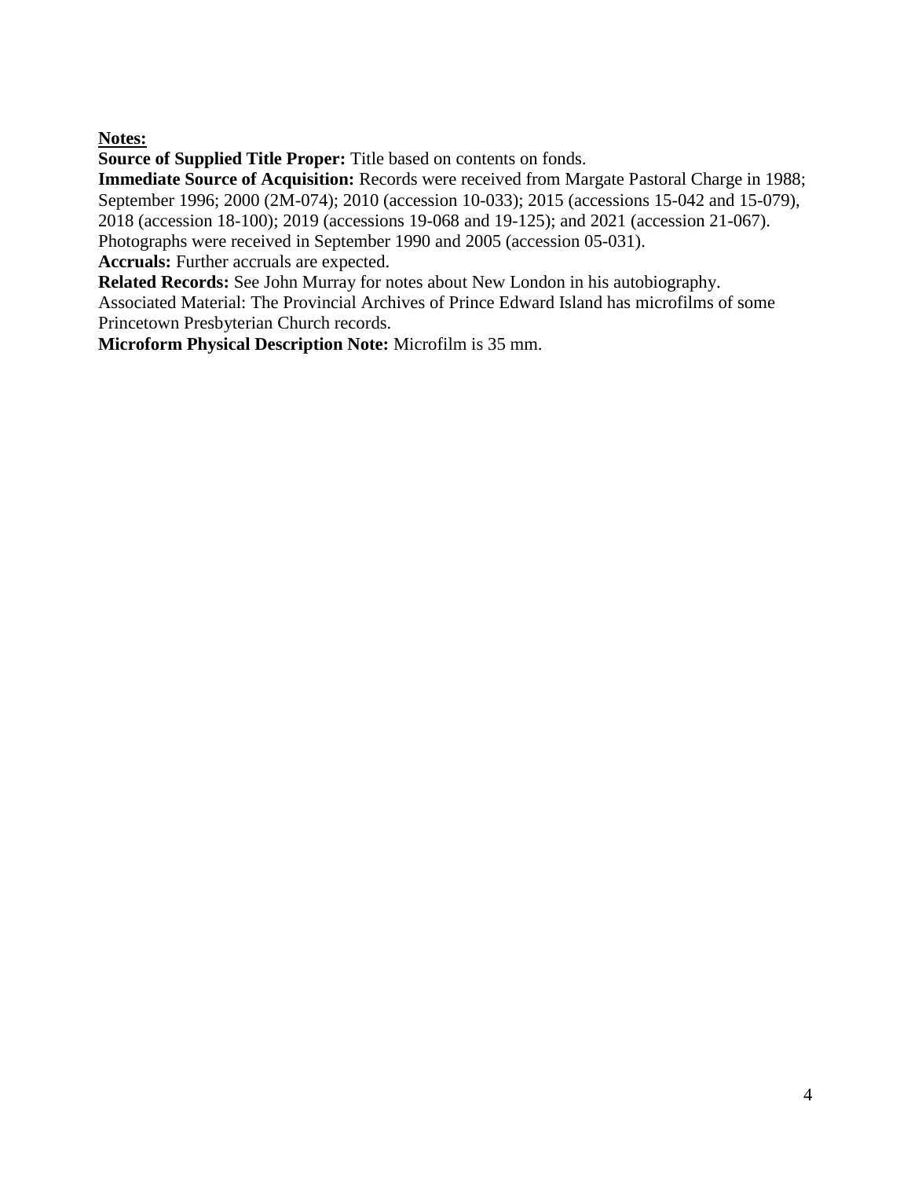**Notes:**

**Source of Supplied Title Proper:** Title based on contents on fonds.

**Immediate Source of Acquisition:** Records were received from Margate Pastoral Charge in 1988; September 1996; 2000 (2M-074); 2010 (accession 10-033); 2015 (accessions 15-042 and 15-079), 2018 (accession 18-100); 2019 (accessions 19-068 and 19-125); and 2021 (accession 21-067). Photographs were received in September 1990 and 2005 (accession 05-031).

**Accruals:** Further accruals are expected.

**Related Records:** See John Murray for notes about New London in his autobiography.

Associated Material: The Provincial Archives of Prince Edward Island has microfilms of some Princetown Presbyterian Church records.

**Microform Physical Description Note:** Microfilm is 35 mm.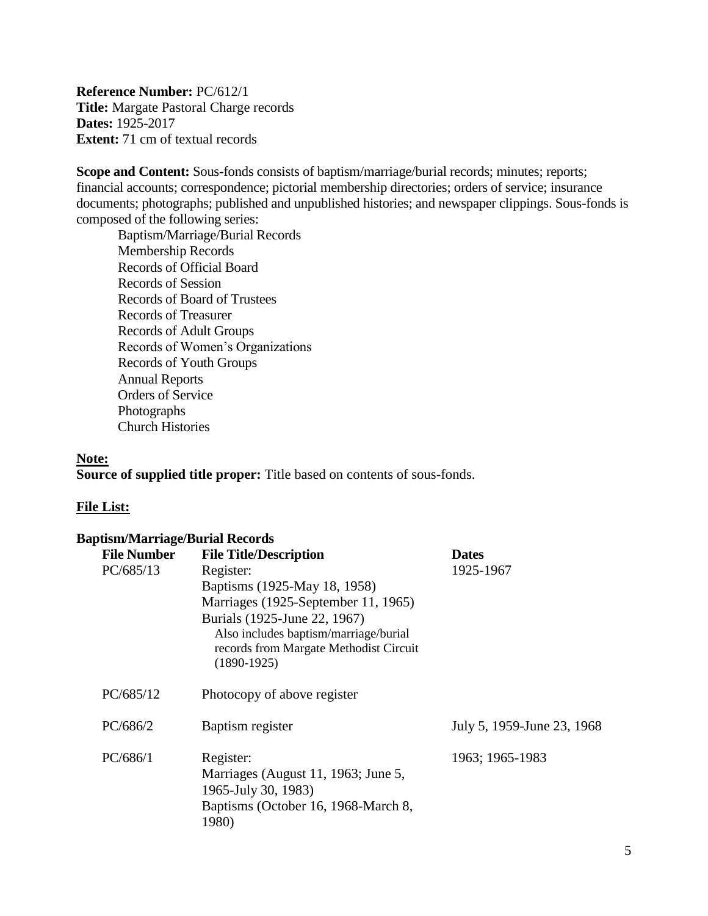**Reference Number:** PC/612/1
**Title:** Margate Pastoral Charge records
**Dates:** 1925-2017
**Extent:** 71 cm of textual records

**Scope and Content:** Sous-fonds consists of baptism/marriage/burial records; minutes; reports; financial accounts; correspondence; pictorial membership directories; orders of service; insurance documents; photographs; published and unpublished histories; and newspaper clippings. Sous-fonds is composed of the following series:

- Baptism/Marriage/Burial Records
- Membership Records
- Records of Official Board
- Records of Session
- Records of Board of Trustees
- Records of Treasurer
- Records of Adult Groups
- Records of Women's Organizations
- Records of Youth Groups
- Annual Reports
- Orders of Service
- Photographs
- Church Histories

**Note:**
**Source of supplied title proper:** Title based on contents of sous-fonds.

**File List:**

**Baptism/Marriage/Burial Records**

| File Number | File Title/Description | Dates |
|---|---|---|
| PC/685/13 | Register:<br>Baptisms (1925-May 18, 1958)<br>Marriages (1925-September 11, 1965)<br>Burials (1925-June 22, 1967)<br>Also includes baptism/marriage/burial records from Margate Methodist Circuit (1890-1925) | 1925-1967 |
| PC/685/12 | Photocopy of above register | |
| PC/686/2 | Baptism register | July 5, 1959-June 23, 1968 |
| PC/686/1 | Register:<br>Marriages (August 11, 1963; June 5, 1965-July 30, 1983)<br>Baptisms (October 16, 1968-March 8, 1980) | 1963; 1965-1983 |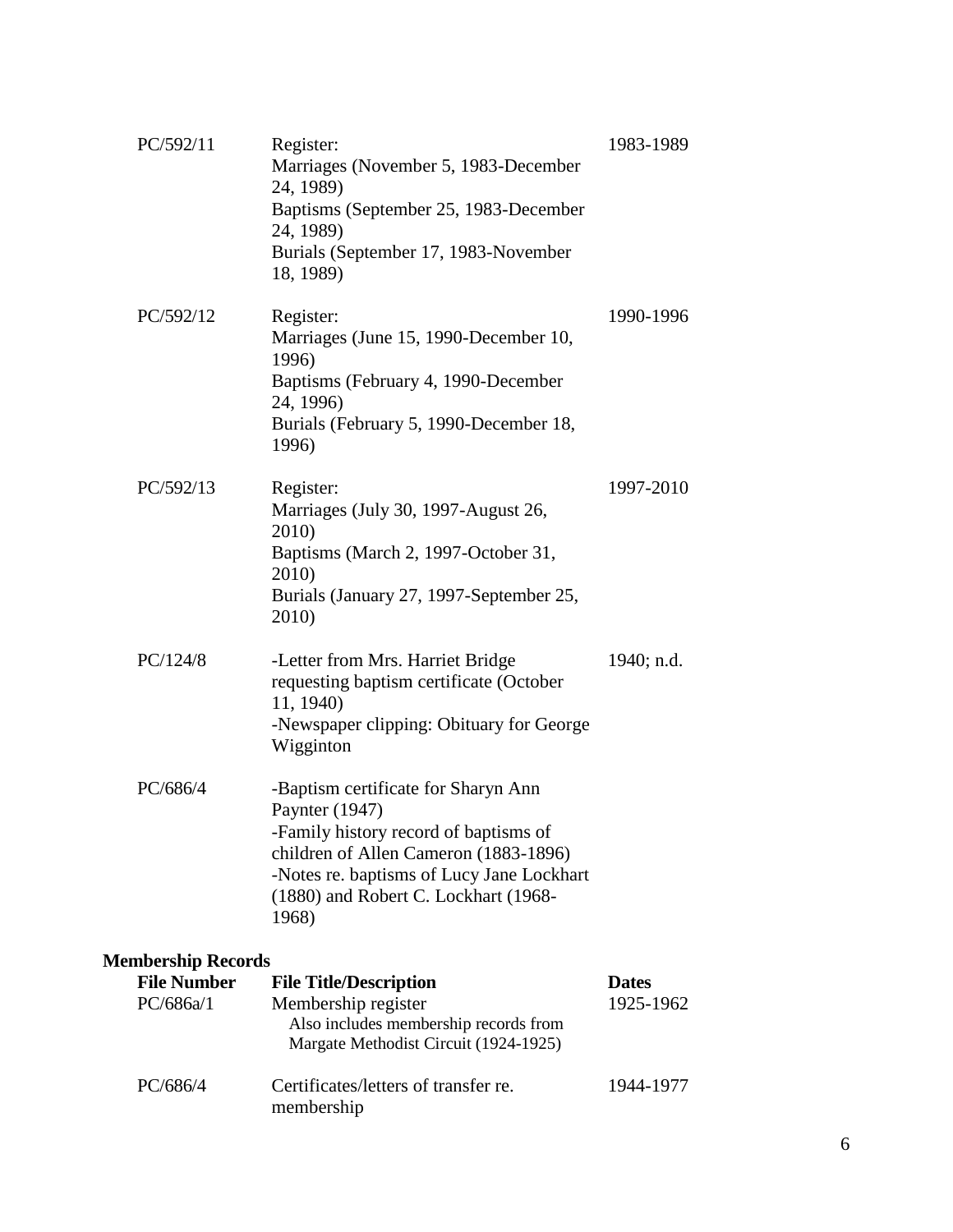| | | |
|---|---|---|
| PC/592/11 | Register:<br>Marriages (November 5, 1983-December 24, 1989)<br>Baptisms (September 25, 1983-December 24, 1989)<br>Burials (September 17, 1983-November 18, 1989) | 1983-1989 |
| PC/592/12 | Register:<br>Marriages (June 15, 1990-December 10, 1996)<br>Baptisms (February 4, 1990-December 24, 1996)<br>Burials (February 5, 1990-December 18, 1996) | 1990-1996 |
| PC/592/13 | Register:<br>Marriages (July 30, 1997-August 26, 2010)<br>Baptisms (March 2, 1997-October 31, 2010)<br>Burials (January 27, 1997-September 25, 2010) | 1997-2010 |
| PC/124/8 | -Letter from Mrs. Harriet Bridge requesting baptism certificate (October 11, 1940)<br>-Newspaper clipping: Obituary for George Wigginton | 1940; n.d. |
| PC/686/4 | -Baptism certificate for Sharyn Ann Paynter (1947)<br>-Family history record of baptisms of children of Allen Cameron (1883-1896)<br>-Notes re. baptisms of Lucy Jane Lockhart (1880) and Robert C. Lockhart (1968-1968) | |

### Membership Records

| File Number | File Title/Description | Dates |
|---|---|---|
| PC/686a/1 | Membership register<br>Also includes membership records from Margate Methodist Circuit (1924-1925) | 1925-1962 |
| PC/686/4 | Certificates/letters of transfer re. membership | 1944-1977 |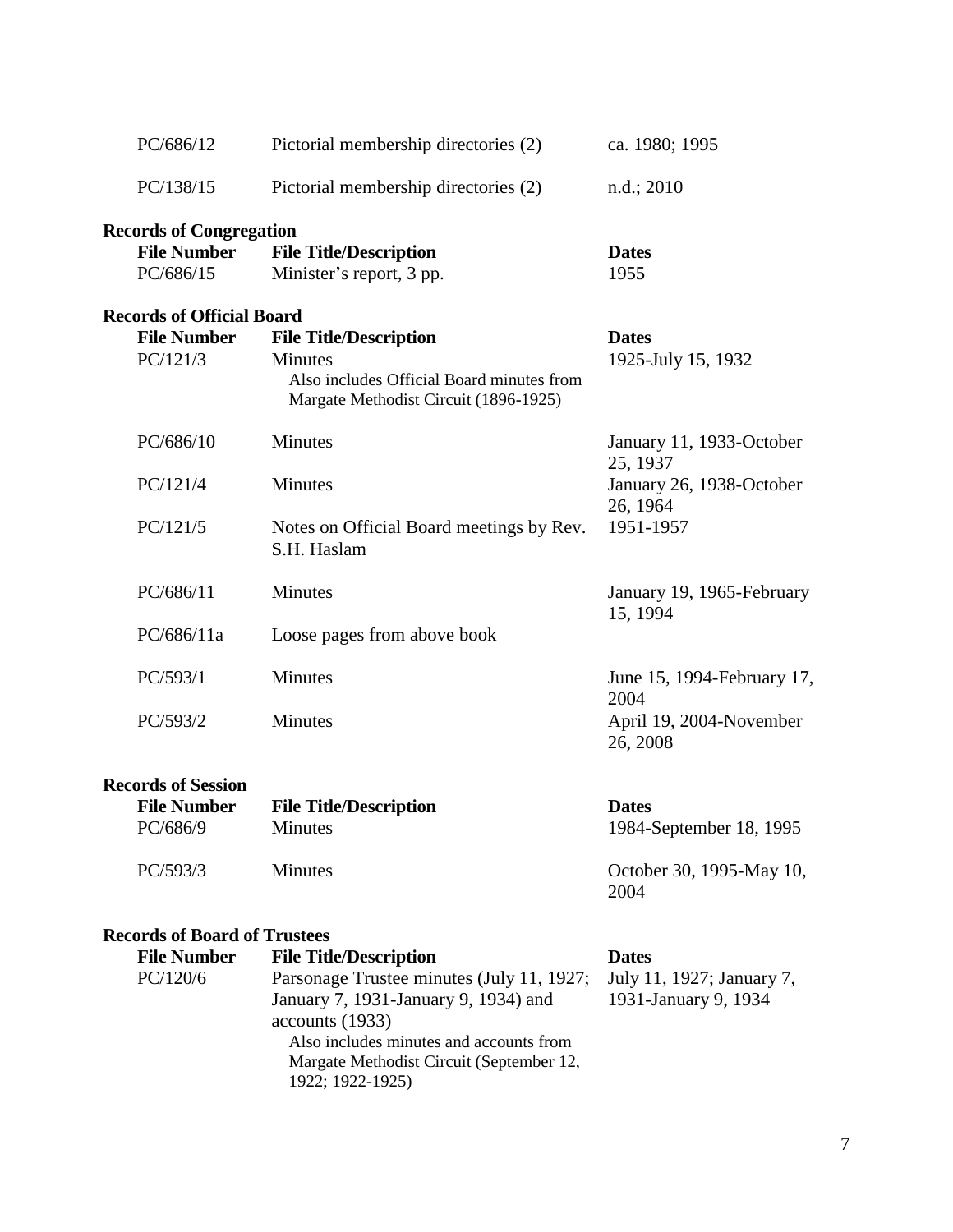| | | |
|---|---|---|
| PC/686/12 | Pictorial membership directories (2) | ca. 1980; 1995 |
| PC/138/15 | Pictorial membership directories (2) | n.d.; 2010 |

**Records of Congregation**

| File Number | File Title/Description | Dates |
|---|---|---|
| PC/686/15 | Minister's report, 3 pp. | 1955 |

**Records of Official Board**

| File Number | File Title/Description | Dates |
|---|---|---|
| PC/121/3 | Minutes<br>Also includes Official Board minutes from Margate Methodist Circuit (1896-1925) | 1925-July 15, 1932 |
| PC/686/10 | Minutes | January 11, 1933-October 25, 1937 |
| PC/121/4 | Minutes | January 26, 1938-October 26, 1964 |
| PC/121/5 | Notes on Official Board meetings by Rev. S.H. Haslam | 1951-1957 |
| PC/686/11 | Minutes | January 19, 1965-February 15, 1994 |
| PC/686/11a | Loose pages from above book | |
| PC/593/1 | Minutes | June 15, 1994-February 17, 2004 |
| PC/593/2 | Minutes | April 19, 2004-November 26, 2008 |

**Records of Session**

| File Number | File Title/Description | Dates |
|---|---|---|
| PC/686/9 | Minutes | 1984-September 18, 1995 |
| PC/593/3 | Minutes | October 30, 1995-May 10, 2004 |

**Records of Board of Trustees**

| File Number | File Title/Description | Dates |
|---|---|---|
| PC/120/6 | Parsonage Trustee minutes (July 11, 1927; January 7, 1931-January 9, 1934) and accounts (1933)<br>Also includes minutes and accounts from Margate Methodist Circuit (September 12, 1922; 1922-1925) | July 11, 1927; January 7, 1931-January 9, 1934 |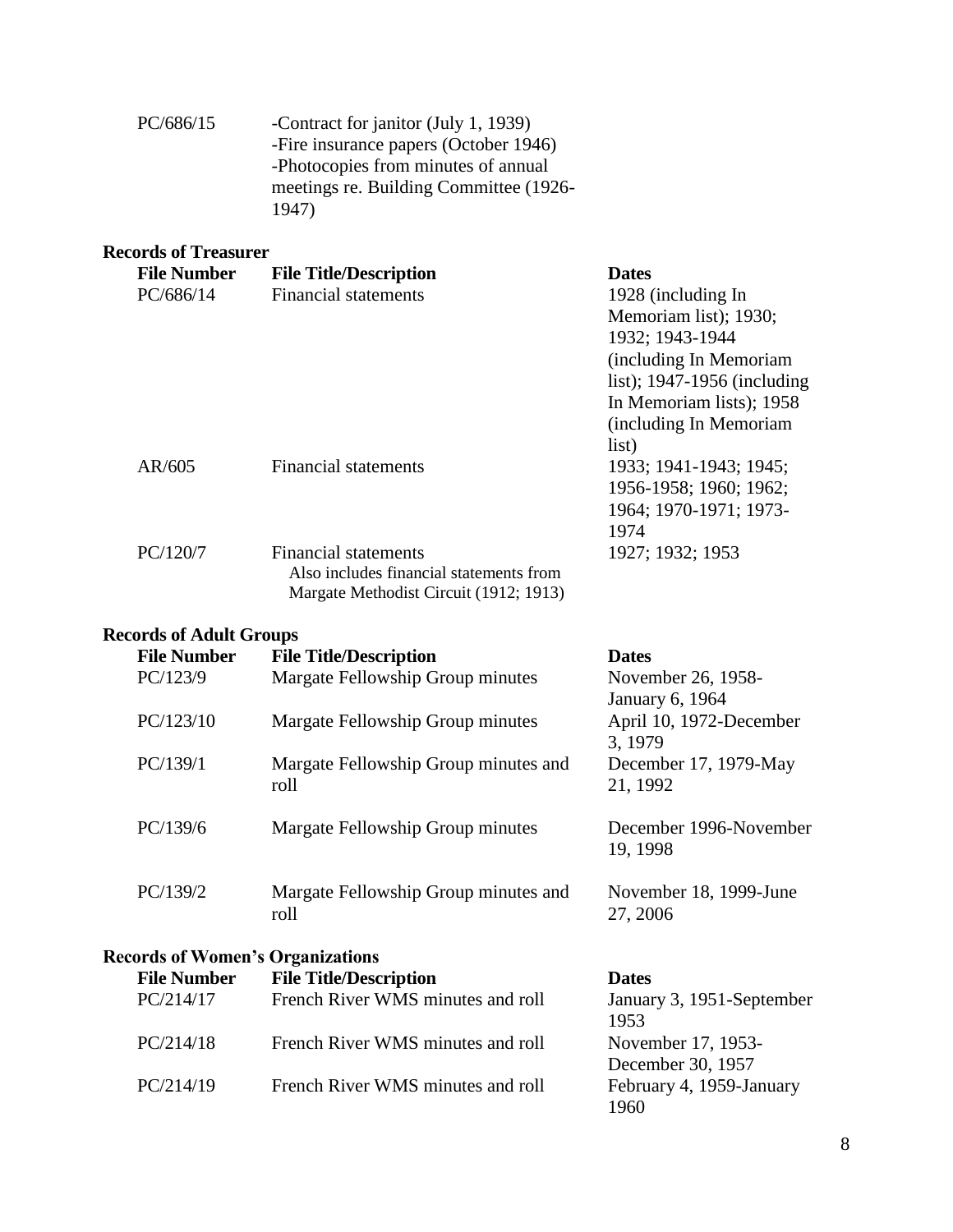| | | |
|---|---|---|
| PC/686/15 | -Contract for janitor (July 1, 1939)<br>-Fire insurance papers (October 1946)<br>-Photocopies from minutes of annual meetings re. Building Committee (1926-1947) | |

**Records of Treasurer**

| File Number | File Title/Description | Dates |
|---|---|---|
| PC/686/14 | Financial statements | 1928 (including In Memoriam list); 1930; 1932; 1943-1944 (including In Memoriam list); 1947-1956 (including In Memoriam lists); 1958 (including In Memoriam list) |
| AR/605 | Financial statements | 1933; 1941-1943; 1945; 1956-1958; 1960; 1962; 1964; 1970-1971; 1973-1974 |
| PC/120/7 | Financial statements<br>Also includes financial statements from Margate Methodist Circuit (1912; 1913) | 1927; 1932; 1953 |

**Records of Adult Groups**

| File Number | File Title/Description | Dates |
|---|---|---|
| PC/123/9 | Margate Fellowship Group minutes | November 26, 1958-January 6, 1964 |
| PC/123/10 | Margate Fellowship Group minutes | April 10, 1972-December 3, 1979 |
| PC/139/1 | Margate Fellowship Group minutes and roll | December 17, 1979-May 21, 1992 |
| PC/139/6 | Margate Fellowship Group minutes | December 1996-November 19, 1998 |
| PC/139/2 | Margate Fellowship Group minutes and roll | November 18, 1999-June 27, 2006 |

**Records of Women's Organizations**

| File Number | File Title/Description | Dates |
|---|---|---|
| PC/214/17 | French River WMS minutes and roll | January 3, 1951-September 1953 |
| PC/214/18 | French River WMS minutes and roll | November 17, 1953-December 30, 1957 |
| PC/214/19 | French River WMS minutes and roll | February 4, 1959-January 1960 |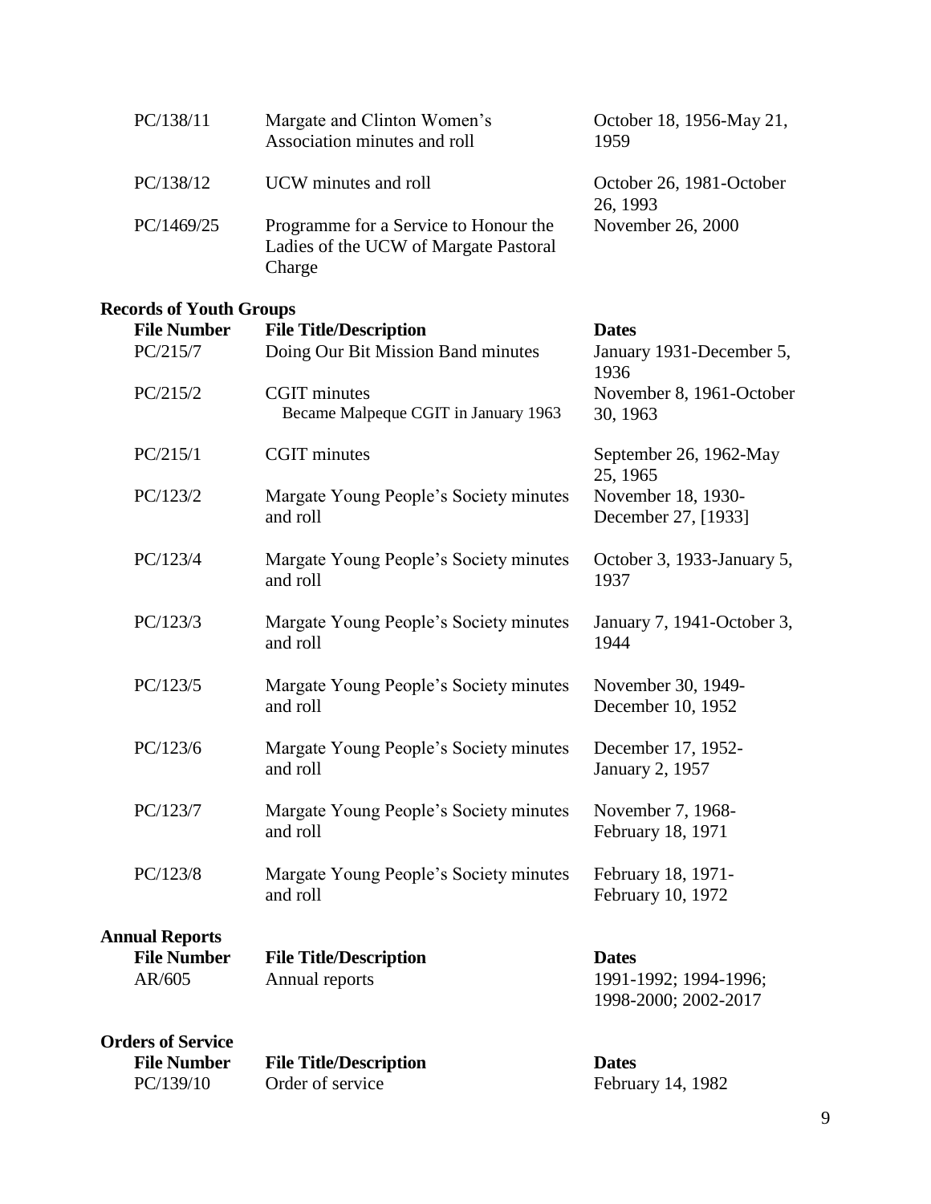| | | |
|---|---|---|
| PC/138/11 | Margate and Clinton Women's Association minutes and roll | October 18, 1956-May 21, 1959 |
| PC/138/12 | UCW minutes and roll | October 26, 1981-October 26, 1993 |
| PC/1469/25 | Programme for a Service to Honour the Ladies of the UCW of Margate Pastoral Charge | November 26, 2000 |

### Records of Youth Groups

| File Number | File Title/Description | Dates |
|---|---|---|
| PC/215/7 | Doing Our Bit Mission Band minutes | January 1931-December 5, 1936 |
| PC/215/2 | CGIT minutes<br>Became Malpeque CGIT in January 1963 | November 8, 1961-October 30, 1963 |
| PC/215/1 | CGIT minutes | September 26, 1962-May 25, 1965 |
| PC/123/2 | Margate Young People's Society minutes and roll | November 18, 1930-December 27, [1933] |
| PC/123/4 | Margate Young People's Society minutes and roll | October 3, 1933-January 5, 1937 |
| PC/123/3 | Margate Young People's Society minutes and roll | January 7, 1941-October 3, 1944 |
| PC/123/5 | Margate Young People's Society minutes and roll | November 30, 1949-December 10, 1952 |
| PC/123/6 | Margate Young People's Society minutes and roll | December 17, 1952-January 2, 1957 |
| PC/123/7 | Margate Young People's Society minutes and roll | November 7, 1968-February 18, 1971 |
| PC/123/8 | Margate Young People's Society minutes and roll | February 18, 1971-February 10, 1972 |

### Annual Reports

| File Number | File Title/Description | Dates |
|---|---|---|
| AR/605 | Annual reports | 1991-1992; 1994-1996; 1998-2000; 2002-2017 |

### Orders of Service

| File Number | File Title/Description | Dates |
|---|---|---|
| PC/139/10 | Order of service | February 14, 1982 |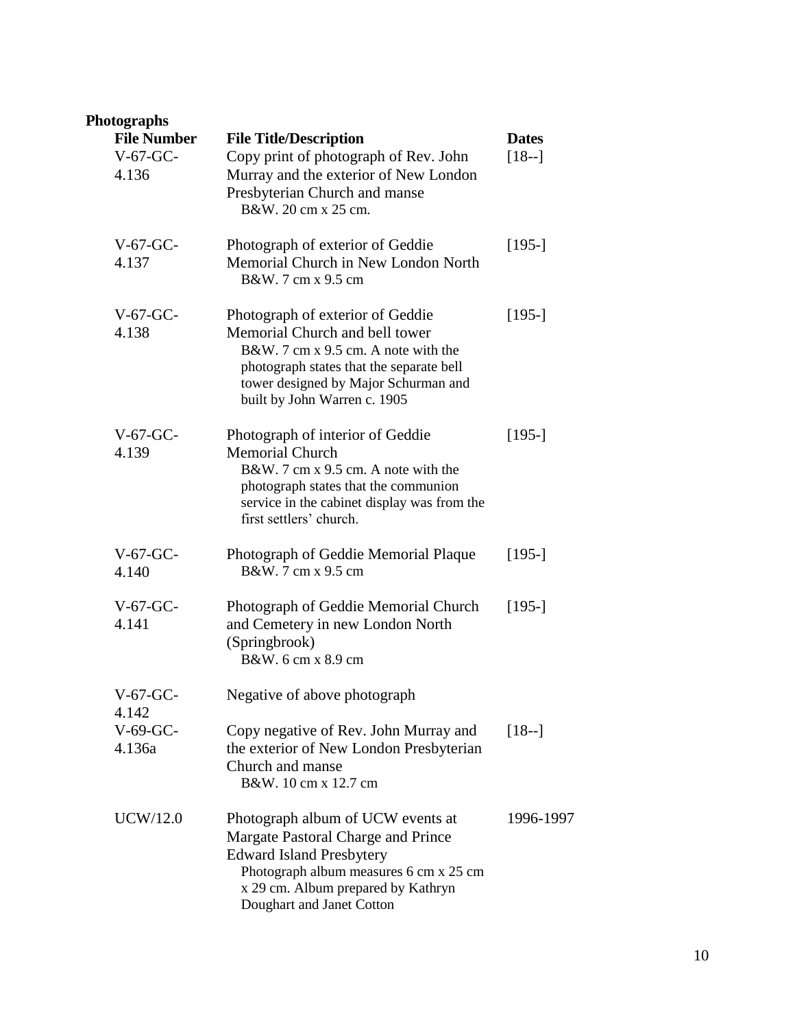**Photographs**

| File Number | File Title/Description | Dates |
| --- | --- | --- |
| V-67-GC-4.136 | Copy print of photograph of Rev. John Murray and the exterior of New London Presbyterian Church and manse<br>B&W. 20 cm x 25 cm. | [18--] |
| V-67-GC-4.137 | Photograph of exterior of Geddie Memorial Church in New London North<br>B&W. 7 cm x 9.5 cm | [195-] |
| V-67-GC-4.138 | Photograph of exterior of Geddie Memorial Church and bell tower<br>B&W. 7 cm x 9.5 cm. A note with the photograph states that the separate bell tower designed by Major Schurman and built by John Warren c. 1905 | [195-] |
| V-67-GC-4.139 | Photograph of interior of Geddie Memorial Church<br>B&W. 7 cm x 9.5 cm. A note with the photograph states that the communion service in the cabinet display was from the first settlers' church. | [195-] |
| V-67-GC-4.140 | Photograph of Geddie Memorial Plaque<br>B&W. 7 cm x 9.5 cm | [195-] |
| V-67-GC-4.141 | Photograph of Geddie Memorial Church and Cemetery in new London North (Springbrook)<br>B&W. 6 cm x 8.9 cm | [195-] |
| V-67-GC-4.142 | Negative of above photograph | |
| V-69-GC-4.136a | Copy negative of Rev. John Murray and the exterior of New London Presbyterian Church and manse<br>B&W. 10 cm x 12.7 cm | [18--] |
| UCW/12.0 | Photograph album of UCW events at Margate Pastoral Charge and Prince Edward Island Presbytery<br>Photograph album measures 6 cm x 25 cm x 29 cm. Album prepared by Kathryn Doughart and Janet Cotton | 1996-1997 |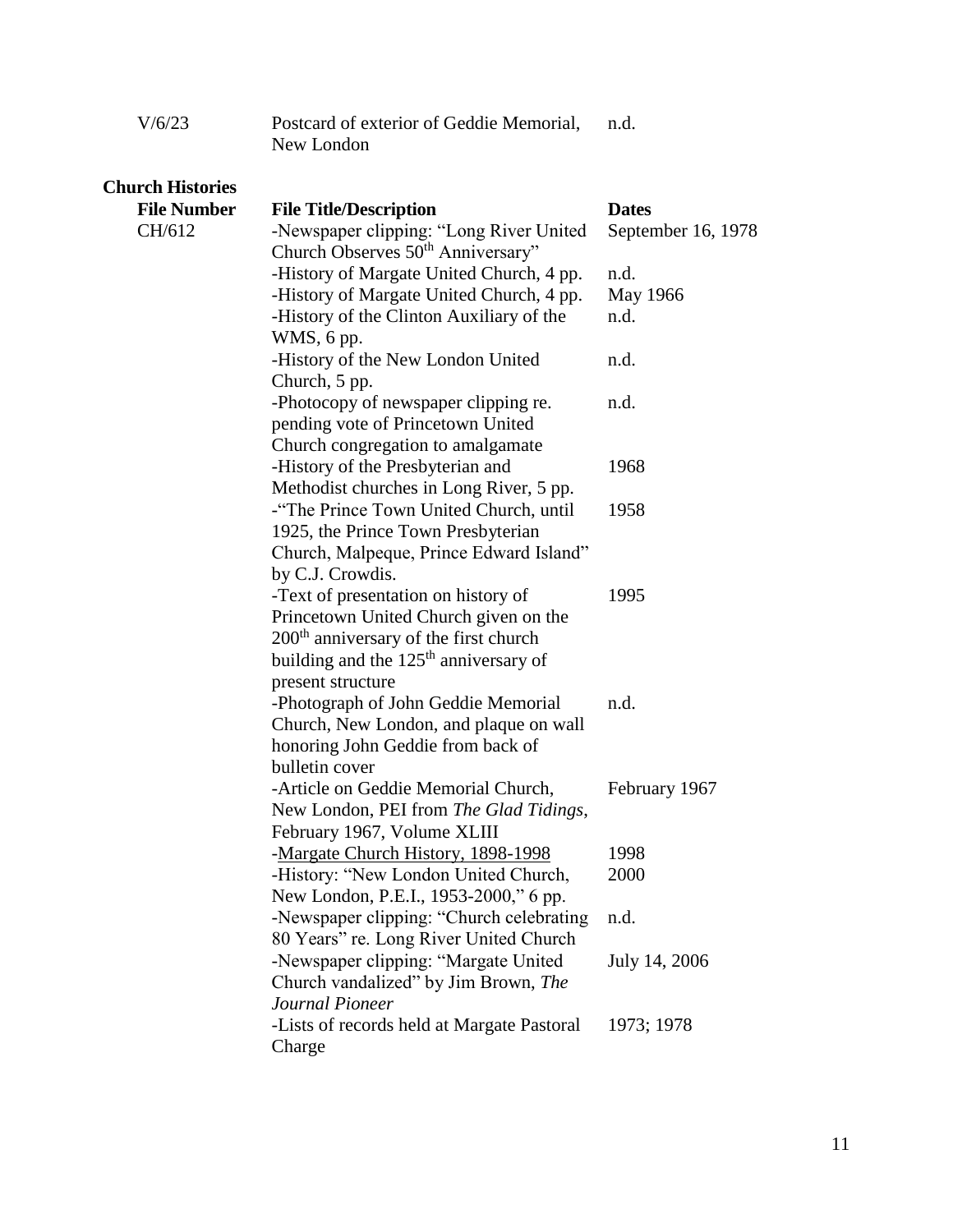| | | |
|---|---|---|
| V/6/23 | Postcard of exterior of Geddie Memorial, New London | n.d. |

**Church Histories**

| File Number | File Title/Description | Dates |
|---|---|---|
| CH/612 | -Newspaper clipping: "Long River United Church Observes 50th Anniversary" | September 16, 1978 |
| | -History of Margate United Church, 4 pp. | n.d. |
| | -History of Margate United Church, 4 pp. | May 1966 |
| | -History of the Clinton Auxiliary of the WMS, 6 pp. | n.d. |
| | -History of the New London United Church, 5 pp. | n.d. |
| | -Photocopy of newspaper clipping re. pending vote of Princetown United Church congregation to amalgamate | n.d. |
| | -History of the Presbyterian and Methodist churches in Long River, 5 pp. | 1968 |
| | -"The Prince Town United Church, until 1925, the Prince Town Presbyterian Church, Malpeque, Prince Edward Island" by C.J. Crowdis. | 1958 |
| | -Text of presentation on history of Princetown United Church given on the 200th anniversary of the first church building and the 125th anniversary of present structure | 1995 |
| | -Photograph of John Geddie Memorial Church, New London, and plaque on wall honoring John Geddie from back of bulletin cover | n.d. |
| | -Article on Geddie Memorial Church, New London, PEI from *The Glad Tidings*, February 1967, Volume XLIII | February 1967 |
| | -Margate Church History, 1898-1998 | 1998 |
| | -History: "New London United Church, New London, P.E.I., 1953-2000," 6 pp. | 2000 |
| | -Newspaper clipping: "Church celebrating 80 Years" re. Long River United Church | n.d. |
| | -Newspaper clipping: "Margate United Church vandalized" by Jim Brown, *The Journal Pioneer* | July 14, 2006 |
| | -Lists of records held at Margate Pastoral Charge | 1973; 1978 |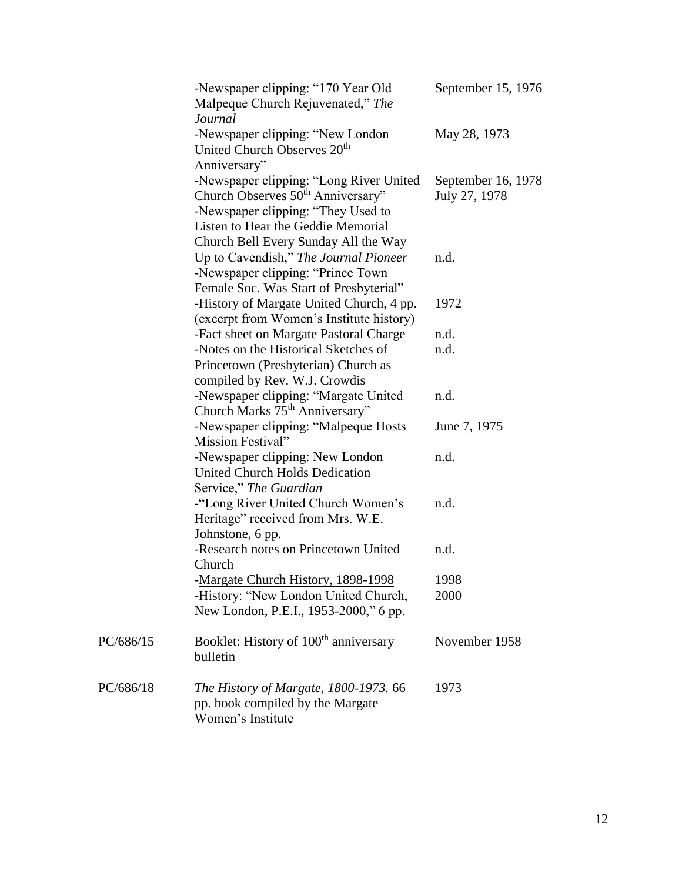| | | |
|---|---|---|
| | -Newspaper clipping: "170 Year Old Malpeque Church Rejuvenated," *The Journal* | September 15, 1976 |
| | -Newspaper clipping: "New London United Church Observes 20th Anniversary" | May 28, 1973 |
| | -Newspaper clipping: "Long River United Church Observes 50th Anniversary" | September 16, 1978 |
| | -Newspaper clipping: "They Used to Listen to Hear the Geddie Memorial Church Bell Every Sunday All the Way Up to Cavendish," *The Journal Pioneer* | July 27, 1978 |
| | -Newspaper clipping: "Prince Town Female Soc. Was Start of Presbyterial" | n.d. |
| | -History of Margate United Church, 4 pp. (excerpt from Women's Institute history) | 1972 |
| | -Fact sheet on Margate Pastoral Charge | n.d. |
| | -Notes on the Historical Sketches of Princetown (Presbyterian) Church as compiled by Rev. W.J. Crowdis | n.d. |
| | -Newspaper clipping: "Margate United Church Marks 75th Anniversary" | n.d. |
| | -Newspaper clipping: "Malpeque Hosts Mission Festival" | June 7, 1975 |
| | -Newspaper clipping: New London United Church Holds Dedication Service," *The Guardian* | n.d. |
| | -"Long River United Church Women's Heritage" received from Mrs. W.E. Johnstone, 6 pp. | n.d. |
| | -Research notes on Princetown United Church | n.d. |
| | -<u>Margate Church History, 1898-1998</u> | 1998 |
| | -History: "New London United Church, New London, P.E.I., 1953-2000," 6 pp. | 2000 |
| PC/686/15 | Booklet: History of 100th anniversary bulletin | November 1958 |
| PC/686/18 | *The History of Margate, 1800-1973*. 66 pp. book compiled by the Margate Women's Institute | 1973 |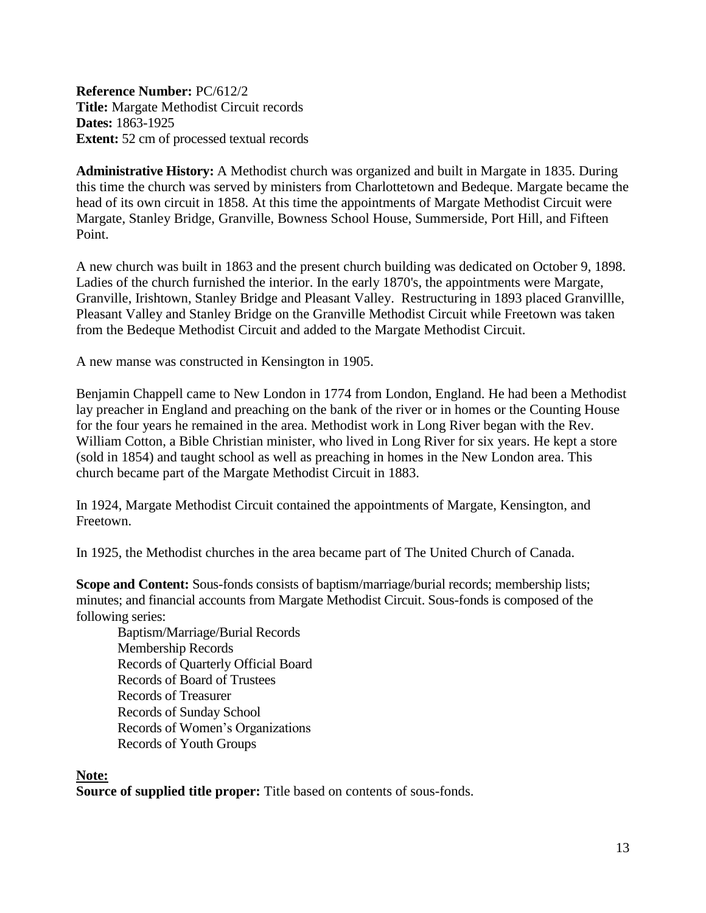**Reference Number:** PC/612/2
**Title:** Margate Methodist Circuit records
**Dates:** 1863-1925
**Extent:** 52 cm of processed textual records

**Administrative History:** A Methodist church was organized and built in Margate in 1835. During this time the church was served by ministers from Charlottetown and Bedeque. Margate became the head of its own circuit in 1858. At this time the appointments of Margate Methodist Circuit were Margate, Stanley Bridge, Granville, Bowness School House, Summerside, Port Hill, and Fifteen Point.

A new church was built in 1863 and the present church building was dedicated on October 9, 1898. Ladies of the church furnished the interior. In the early 1870's, the appointments were Margate, Granville, Irishtown, Stanley Bridge and Pleasant Valley. Restructuring in 1893 placed Granvillle, Pleasant Valley and Stanley Bridge on the Granville Methodist Circuit while Freetown was taken from the Bedeque Methodist Circuit and added to the Margate Methodist Circuit.

A new manse was constructed in Kensington in 1905.

Benjamin Chappell came to New London in 1774 from London, England. He had been a Methodist lay preacher in England and preaching on the bank of the river or in homes or the Counting House for the four years he remained in the area. Methodist work in Long River began with the Rev. William Cotton, a Bible Christian minister, who lived in Long River for six years. He kept a store (sold in 1854) and taught school as well as preaching in homes in the New London area. This church became part of the Margate Methodist Circuit in 1883.

In 1924, Margate Methodist Circuit contained the appointments of Margate, Kensington, and Freetown.

In 1925, the Methodist churches in the area became part of The United Church of Canada.

**Scope and Content:** Sous-fonds consists of baptism/marriage/burial records; membership lists; minutes; and financial accounts from Margate Methodist Circuit. Sous-fonds is composed of the following series:

- Baptism/Marriage/Burial Records
- Membership Records
- Records of Quarterly Official Board
- Records of Board of Trustees
- Records of Treasurer
- Records of Sunday School
- Records of Women's Organizations
- Records of Youth Groups

**Note:**
**Source of supplied title proper:** Title based on contents of sous-fonds.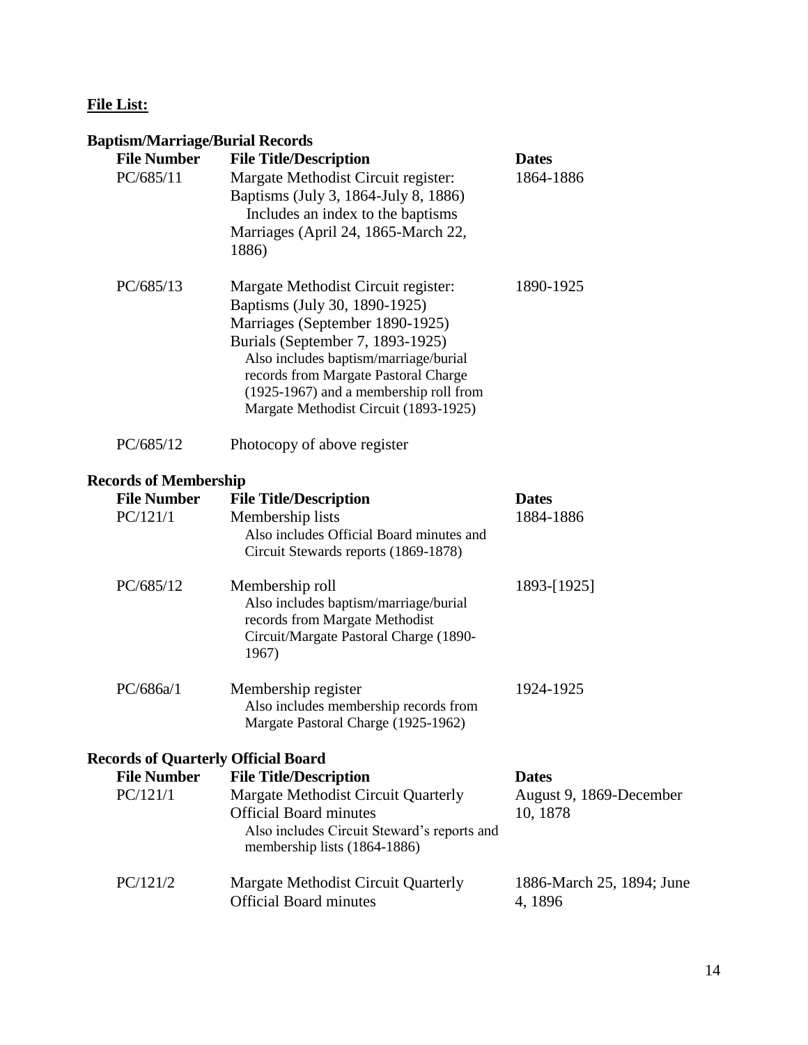**File List:**

**Baptism/Marriage/Burial Records**

| File Number | File Title/Description | Dates |
|---|---|---|
| PC/685/11 | Margate Methodist Circuit register: Baptisms (July 3, 1864-July 8, 1886) Includes an index to the baptisms Marriages (April 24, 1865-March 22, 1886) | 1864-1886 |
| PC/685/13 | Margate Methodist Circuit register: Baptisms (July 30, 1890-1925) Marriages (September 1890-1925) Burials (September 7, 1893-1925) Also includes baptism/marriage/burial records from Margate Pastoral Charge (1925-1967) and a membership roll from Margate Methodist Circuit (1893-1925) | 1890-1925 |
| PC/685/12 | Photocopy of above register | |

**Records of Membership**

| File Number | File Title/Description | Dates |
|---|---|---|
| PC/121/1 | Membership lists Also includes Official Board minutes and Circuit Stewards reports (1869-1878) | 1884-1886 |
| PC/685/12 | Membership roll Also includes baptism/marriage/burial records from Margate Methodist Circuit/Margate Pastoral Charge (1890-1967) | 1893-[1925] |
| PC/686a/1 | Membership register Also includes membership records from Margate Pastoral Charge (1925-1962) | 1924-1925 |

**Records of Quarterly Official Board**

| File Number | File Title/Description | Dates |
|---|---|---|
| PC/121/1 | Margate Methodist Circuit Quarterly Official Board minutes Also includes Circuit Steward's reports and membership lists (1864-1886) | August 9, 1869-December 10, 1878 |
| PC/121/2 | Margate Methodist Circuit Quarterly Official Board minutes | 1886-March 25, 1894; June 4, 1896 |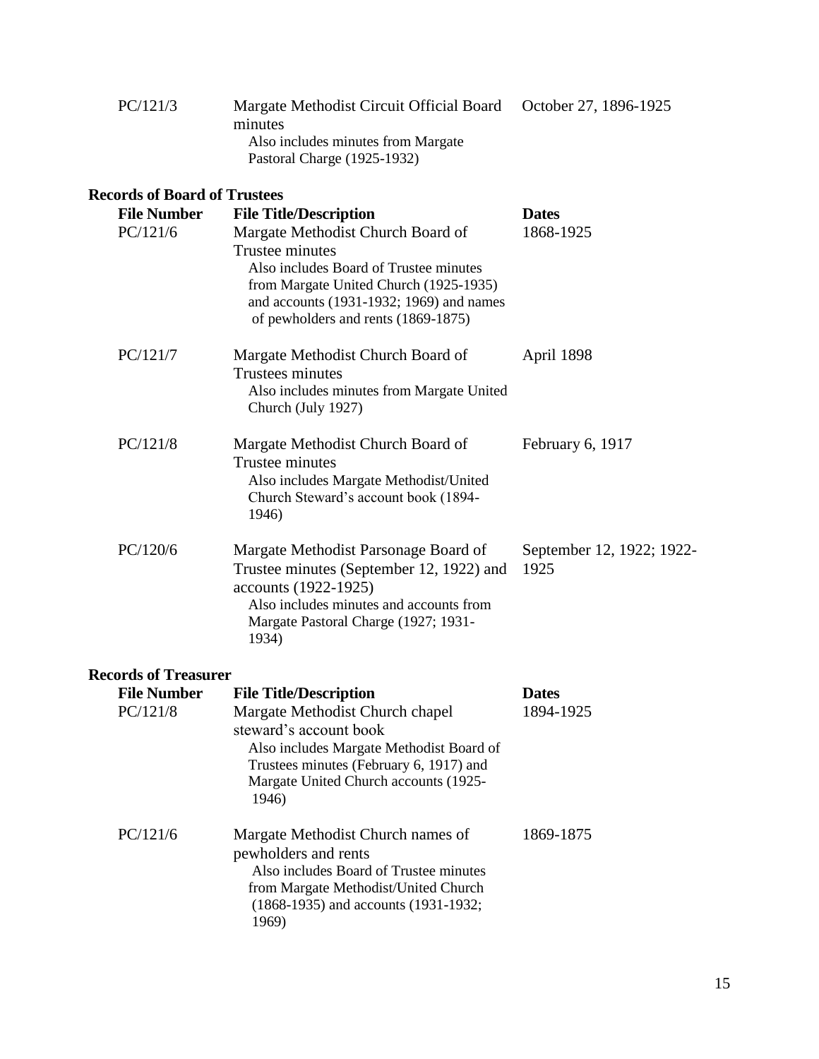| | | |
|---|---|---|
| PC/121/3 | Margate Methodist Circuit Official Board minutes<br>Also includes minutes from Margate Pastoral Charge (1925-1932) | October 27, 1896-1925 |

**Records of Board of Trustees**

| File Number | File Title/Description | Dates |
|---|---|---|
| PC/121/6 | Margate Methodist Church Board of Trustee minutes<br>Also includes Board of Trustee minutes from Margate United Church (1925-1935) and accounts (1931-1932; 1969) and names of pewholders and rents (1869-1875) | 1868-1925 |
| PC/121/7 | Margate Methodist Church Board of Trustees minutes<br>Also includes minutes from Margate United Church (July 1927) | April 1898 |
| PC/121/8 | Margate Methodist Church Board of Trustee minutes<br>Also includes Margate Methodist/United Church Steward's account book (1894-1946) | February 6, 1917 |
| PC/120/6 | Margate Methodist Parsonage Board of Trustee minutes (September 12, 1922) and accounts (1922-1925)<br>Also includes minutes and accounts from Margate Pastoral Charge (1927; 1931-1934) | September 12, 1922; 1922-1925 |

**Records of Treasurer**

| File Number | File Title/Description | Dates |
|---|---|---|
| PC/121/8 | Margate Methodist Church chapel steward's account book<br>Also includes Margate Methodist Board of Trustees minutes (February 6, 1917) and Margate United Church accounts (1925-1946) | 1894-1925 |
| PC/121/6 | Margate Methodist Church names of pewholders and rents<br>Also includes Board of Trustee minutes from Margate Methodist/United Church (1868-1935) and accounts (1931-1932; 1969) | 1869-1875 |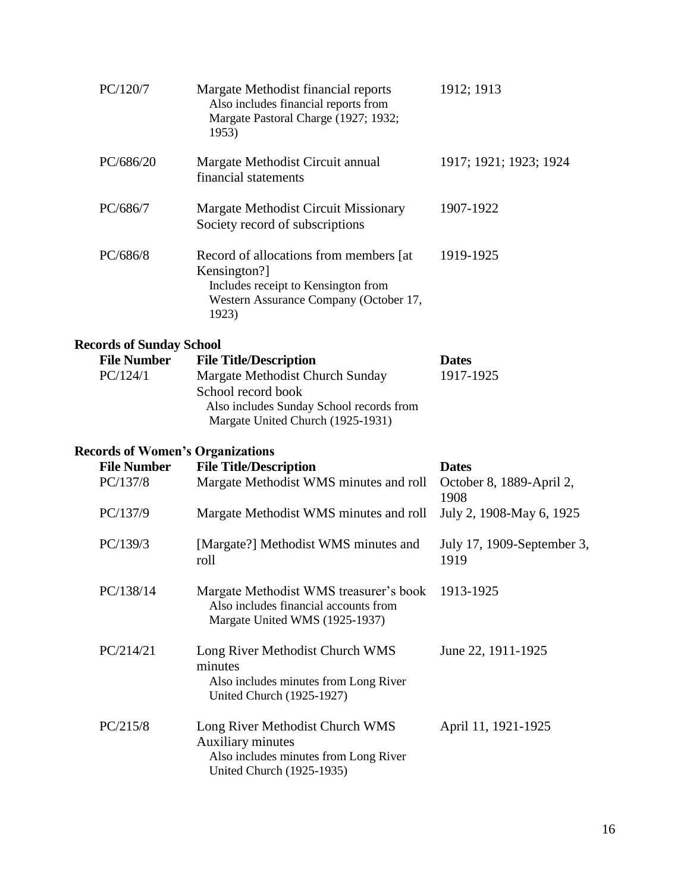| File Number | File Title/Description | Dates |
|---|---|---|
| PC/120/7 | Margate Methodist financial reports<br>Also includes financial reports from Margate Pastoral Charge (1927; 1932; 1953) | 1912; 1913 |
| PC/686/20 | Margate Methodist Circuit annual financial statements | 1917; 1921; 1923; 1924 |
| PC/686/7 | Margate Methodist Circuit Missionary Society record of subscriptions | 1907-1922 |
| PC/686/8 | Record of allocations from members [at Kensington?]<br>Includes receipt to Kensington from Western Assurance Company (October 17, 1923) | 1919-1925 |

**Records of Sunday School**

| File Number | File Title/Description | Dates |
|---|---|---|
| PC/124/1 | Margate Methodist Church Sunday School record book<br>Also includes Sunday School records from Margate United Church (1925-1931) | 1917-1925 |

**Records of Women's Organizations**

| File Number | File Title/Description | Dates |
|---|---|---|
| PC/137/8 | Margate Methodist WMS minutes and roll | October 8, 1889-April 2, 1908 |
| PC/137/9 | Margate Methodist WMS minutes and roll | July 2, 1908-May 6, 1925 |
| PC/139/3 | [Margate?] Methodist WMS minutes and roll | July 17, 1909-September 3, 1919 |
| PC/138/14 | Margate Methodist WMS treasurer's book<br>Also includes financial accounts from Margate United WMS (1925-1937) | 1913-1925 |
| PC/214/21 | Long River Methodist Church WMS minutes<br>Also includes minutes from Long River United Church (1925-1927) | June 22, 1911-1925 |
| PC/215/8 | Long River Methodist Church WMS Auxiliary minutes<br>Also includes minutes from Long River United Church (1925-1935) | April 11, 1921-1925 |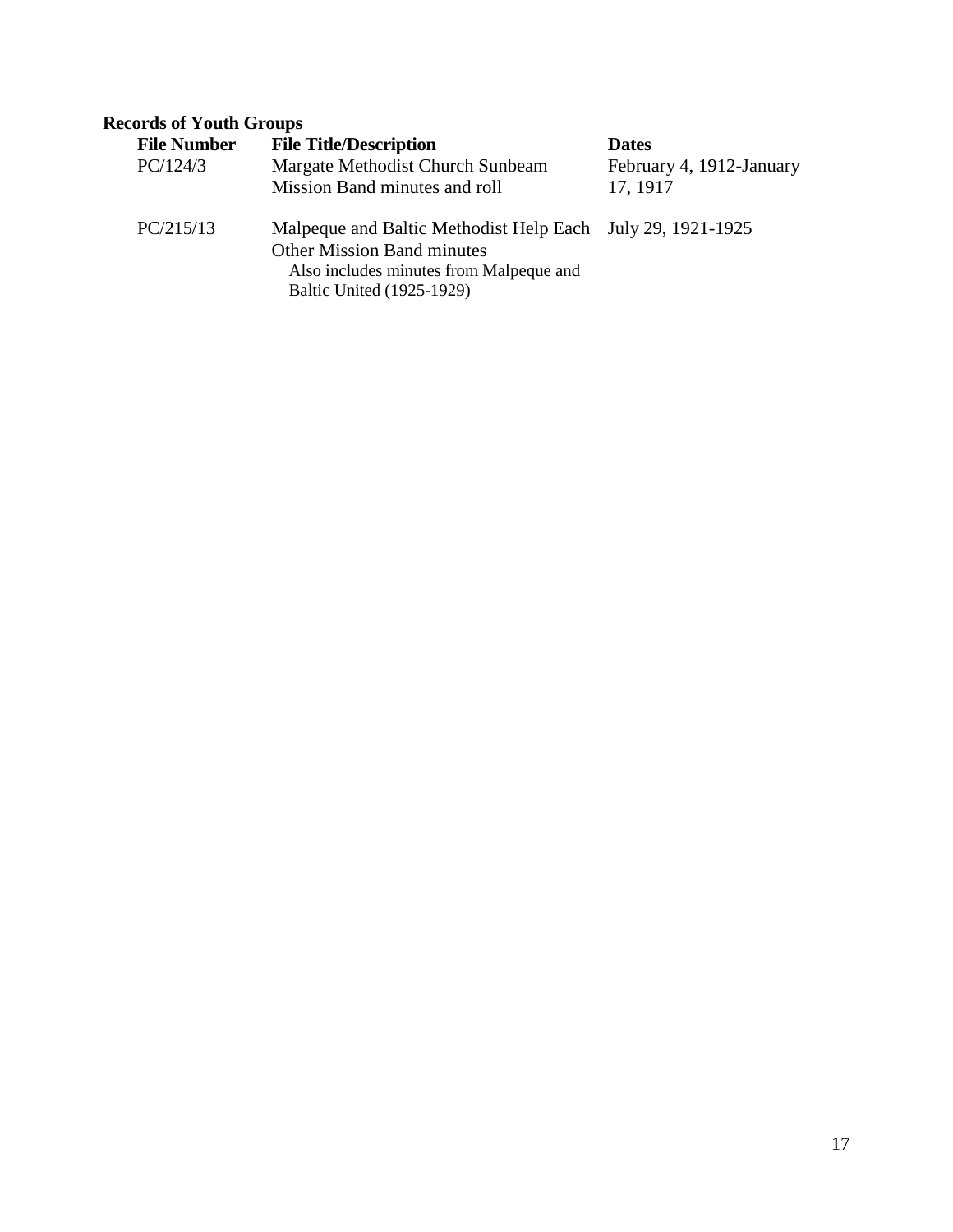### Records of Youth Groups

| File Number | File Title/Description | Dates |
|---|---|---|
| PC/124/3 | Margate Methodist Church Sunbeam Mission Band minutes and roll | February 4, 1912-January 17, 1917 |
| PC/215/13 | Malpeque and Baltic Methodist Help Each Other Mission Band minutes<br>Also includes minutes from Malpeque and Baltic United (1925-1929) | July 29, 1921-1925 |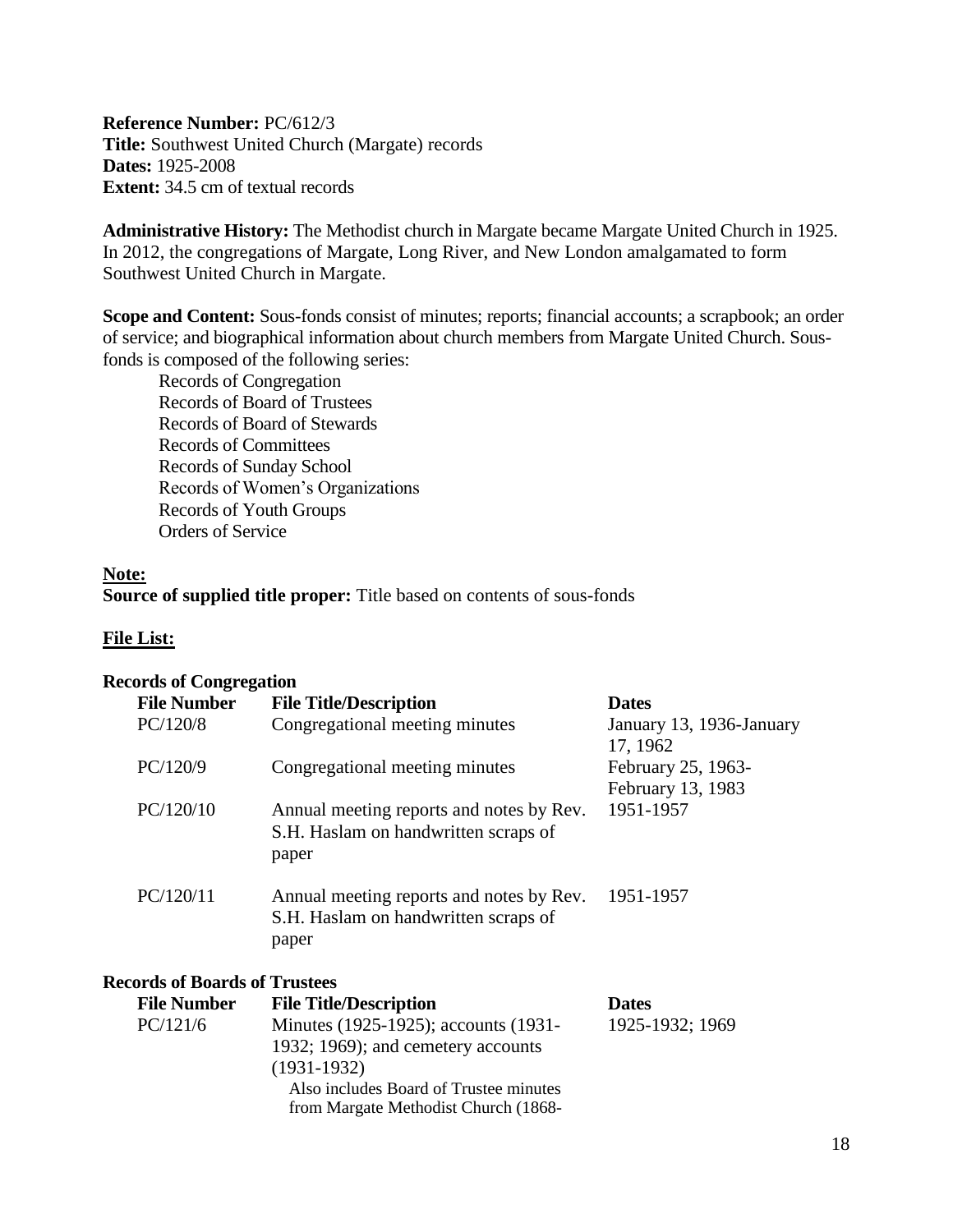**Reference Number:** PC/612/3
**Title:** Southwest United Church (Margate) records
**Dates:** 1925-2008
**Extent:** 34.5 cm of textual records

**Administrative History:** The Methodist church in Margate became Margate United Church in 1925. In 2012, the congregations of Margate, Long River, and New London amalgamated to form Southwest United Church in Margate.

**Scope and Content:** Sous-fonds consist of minutes; reports; financial accounts; a scrapbook; an order of service; and biographical information about church members from Margate United Church. Sous-fonds is composed of the following series:

Records of Congregation
Records of Board of Trustees
Records of Board of Stewards
Records of Committees
Records of Sunday School
Records of Women's Organizations
Records of Youth Groups
Orders of Service

**Note:**
**Source of supplied title proper:** Title based on contents of sous-fonds

**File List:**

**Records of Congregation**

| File Number | File Title/Description | Dates |
|---|---|---|
| PC/120/8 | Congregational meeting minutes | January 13, 1936-January 17, 1962 |
| PC/120/9 | Congregational meeting minutes | February 25, 1963-February 13, 1983 |
| PC/120/10 | Annual meeting reports and notes by Rev. S.H. Haslam on handwritten scraps of paper | 1951-1957 |
| PC/120/11 | Annual meeting reports and notes by Rev. S.H. Haslam on handwritten scraps of paper | 1951-1957 |

**Records of Boards of Trustees**

| File Number | File Title/Description | Dates |
|---|---|---|
| PC/121/6 | Minutes (1925-1925); accounts (1931-1932; 1969); and cemetery accounts (1931-1932)<br>Also includes Board of Trustee minutes from Margate Methodist Church (1868- | 1925-1932; 1969 |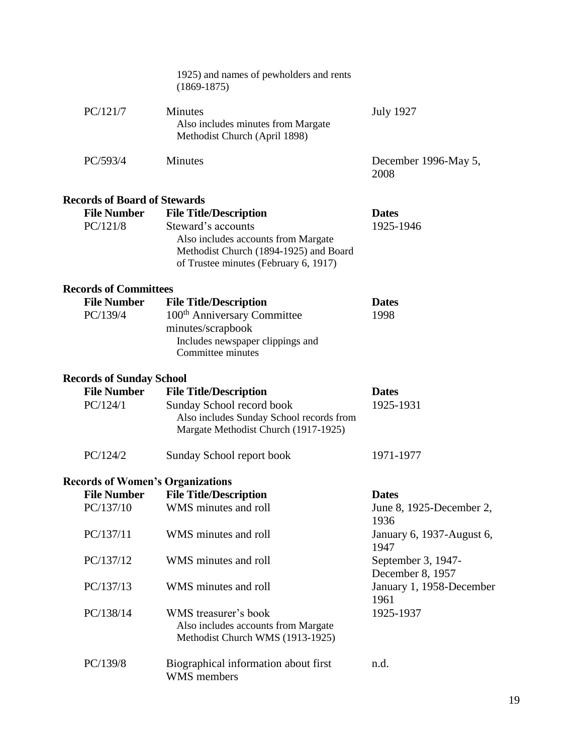| | | |
|---|---|---|
| | 1925) and names of pewholders and rents (1869-1875) | |
| PC/121/7 | Minutes<br>Also includes minutes from Margate Methodist Church (April 1898) | July 1927 |
| PC/593/4 | Minutes | December 1996-May 5, 2008 |

**Records of Board of Stewards**

| File Number | File Title/Description | Dates |
|---|---|---|
| PC/121/8 | Steward's accounts<br>Also includes accounts from Margate Methodist Church (1894-1925) and Board of Trustee minutes (February 6, 1917) | 1925-1946 |

**Records of Committees**

| File Number | File Title/Description | Dates |
|---|---|---|
| PC/139/4 | 100th Anniversary Committee minutes/scrapbook<br>Includes newspaper clippings and Committee minutes | 1998 |

**Records of Sunday School**

| File Number | File Title/Description | Dates |
|---|---|---|
| PC/124/1 | Sunday School record book<br>Also includes Sunday School records from Margate Methodist Church (1917-1925) | 1925-1931 |
| PC/124/2 | Sunday School report book | 1971-1977 |

**Records of Women's Organizations**

| File Number | File Title/Description | Dates |
|---|---|---|
| PC/137/10 | WMS minutes and roll | June 8, 1925-December 2, 1936 |
| PC/137/11 | WMS minutes and roll | January 6, 1937-August 6, 1947 |
| PC/137/12 | WMS minutes and roll | September 3, 1947-December 8, 1957 |
| PC/137/13 | WMS minutes and roll | January 1, 1958-December 1961 |
| PC/138/14 | WMS treasurer's book<br>Also includes accounts from Margate Methodist Church WMS (1913-1925) | 1925-1937 |
| PC/139/8 | Biographical information about first WMS members | n.d. |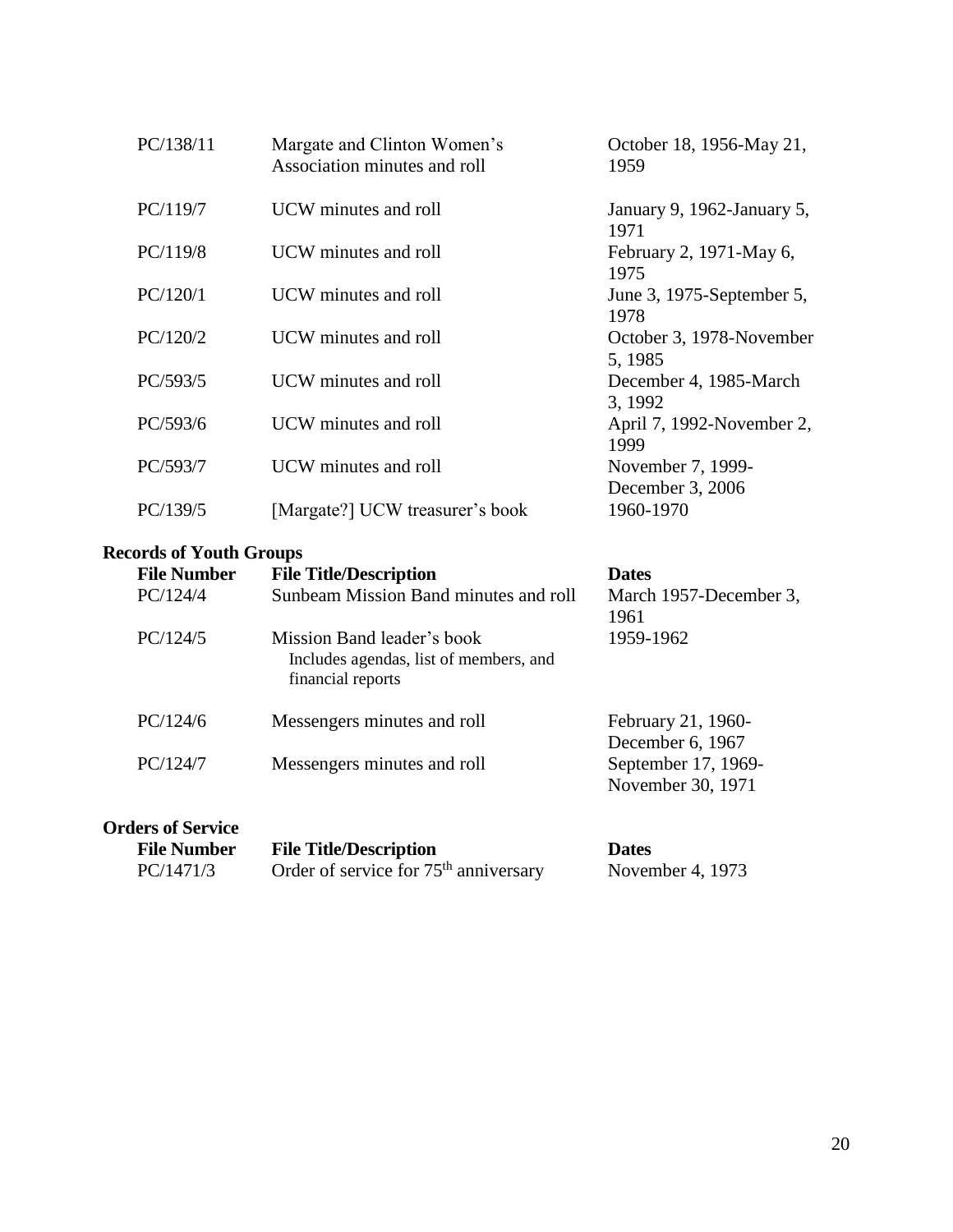| File Number | File Title/Description | Dates |
|---|---|---|
| PC/138/11 | Margate and Clinton Women's Association minutes and roll | October 18, 1956-May 21, 1959 |
| PC/119/7 | UCW minutes and roll | January 9, 1962-January 5, 1971 |
| PC/119/8 | UCW minutes and roll | February 2, 1971-May 6, 1975 |
| PC/120/1 | UCW minutes and roll | June 3, 1975-September 5, 1978 |
| PC/120/2 | UCW minutes and roll | October 3, 1978-November 5, 1985 |
| PC/593/5 | UCW minutes and roll | December 4, 1985-March 3, 1992 |
| PC/593/6 | UCW minutes and roll | April 7, 1992-November 2, 1999 |
| PC/593/7 | UCW minutes and roll | November 7, 1999-December 3, 2006 |
| PC/139/5 | [Margate?] UCW treasurer's book | 1960-1970 |

**Records of Youth Groups**

| File Number | File Title/Description | Dates |
|---|---|---|
| PC/124/4 | Sunbeam Mission Band minutes and roll | March 1957-December 3, 1961 |
| PC/124/5 | Mission Band leader's book<br>Includes agendas, list of members, and financial reports | 1959-1962 |
| PC/124/6 | Messengers minutes and roll | February 21, 1960-December 6, 1967 |
| PC/124/7 | Messengers minutes and roll | September 17, 1969-November 30, 1971 |

**Orders of Service**

| File Number | File Title/Description | Dates |
|---|---|---|
| PC/1471/3 | Order of service for 75th anniversary | November 4, 1973 |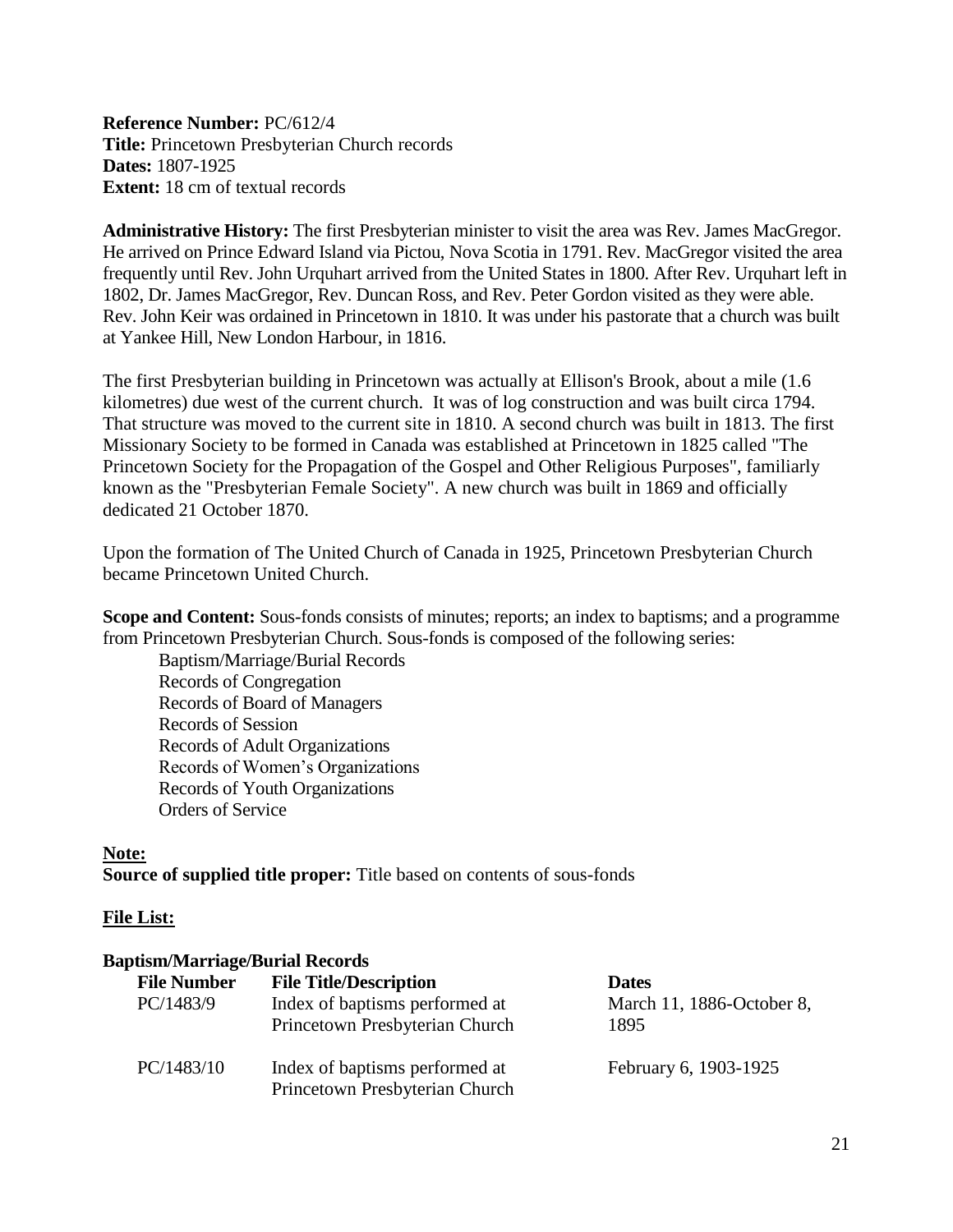**Reference Number:** PC/612/4
**Title:** Princetown Presbyterian Church records
**Dates:** 1807-1925
**Extent:** 18 cm of textual records

**Administrative History:** The first Presbyterian minister to visit the area was Rev. James MacGregor. He arrived on Prince Edward Island via Pictou, Nova Scotia in 1791. Rev. MacGregor visited the area frequently until Rev. John Urquhart arrived from the United States in 1800. After Rev. Urquhart left in 1802, Dr. James MacGregor, Rev. Duncan Ross, and Rev. Peter Gordon visited as they were able. Rev. John Keir was ordained in Princetown in 1810. It was under his pastorate that a church was built at Yankee Hill, New London Harbour, in 1816.

The first Presbyterian building in Princetown was actually at Ellison's Brook, about a mile (1.6 kilometres) due west of the current church. It was of log construction and was built circa 1794. That structure was moved to the current site in 1810. A second church was built in 1813. The first Missionary Society to be formed in Canada was established at Princetown in 1825 called "The Princetown Society for the Propagation of the Gospel and Other Religious Purposes", familiarly known as the "Presbyterian Female Society". A new church was built in 1869 and officially dedicated 21 October 1870.

Upon the formation of The United Church of Canada in 1925, Princetown Presbyterian Church became Princetown United Church.

**Scope and Content:** Sous-fonds consists of minutes; reports; an index to baptisms; and a programme from Princetown Presbyterian Church. Sous-fonds is composed of the following series:

- Baptism/Marriage/Burial Records
- Records of Congregation
- Records of Board of Managers
- Records of Session
- Records of Adult Organizations
- Records of Women's Organizations
- Records of Youth Organizations
- Orders of Service

**Note:**
**Source of supplied title proper:** Title based on contents of sous-fonds

**File List:**

**Baptism/Marriage/Burial Records**

| File Number | File Title/Description | Dates |
|---|---|---|
| PC/1483/9 | Index of baptisms performed at Princetown Presbyterian Church | March 11, 1886-October 8, 1895 |
| PC/1483/10 | Index of baptisms performed at Princetown Presbyterian Church | February 6, 1903-1925 |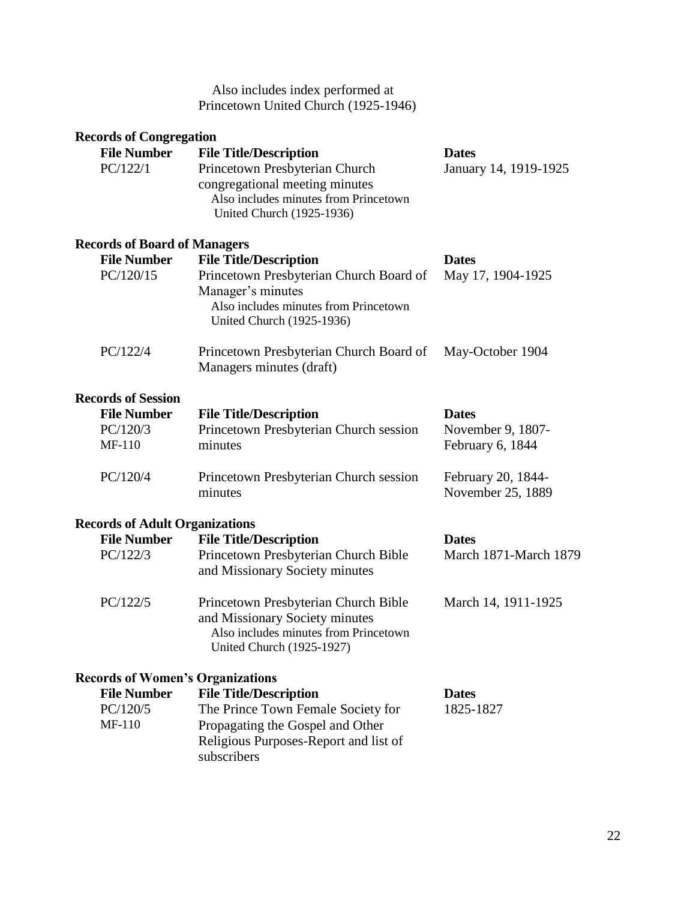Also includes index performed at Princetown United Church (1925-1946)

**Records of Congregation**

| File Number | File Title/Description | Dates |
|---|---|---|
| PC/122/1 | Princetown Presbyterian Church congregational meeting minutes<br>Also includes minutes from Princetown United Church (1925-1936) | January 14, 1919-1925 |

**Records of Board of Managers**

| File Number | File Title/Description | Dates |
|---|---|---|
| PC/120/15 | Princetown Presbyterian Church Board of Manager's minutes<br>Also includes minutes from Princetown United Church (1925-1936) | May 17, 1904-1925 |
| PC/122/4 | Princetown Presbyterian Church Board of Managers minutes (draft) | May-October 1904 |

**Records of Session**

| File Number | File Title/Description | Dates |
|---|---|---|
| PC/120/3<br>MF-110 | Princetown Presbyterian Church session minutes | November 9, 1807-February 6, 1844 |
| PC/120/4 | Princetown Presbyterian Church session minutes | February 20, 1844-November 25, 1889 |

**Records of Adult Organizations**

| File Number | File Title/Description | Dates |
|---|---|---|
| PC/122/3 | Princetown Presbyterian Church Bible and Missionary Society minutes | March 1871-March 1879 |
| PC/122/5 | Princetown Presbyterian Church Bible and Missionary Society minutes<br>Also includes minutes from Princetown United Church (1925-1927) | March 14, 1911-1925 |

**Records of Women's Organizations**

| File Number | File Title/Description | Dates |
|---|---|---|
| PC/120/5<br>MF-110 | The Prince Town Female Society for Propagating the Gospel and Other Religious Purposes-Report and list of subscribers | 1825-1827 |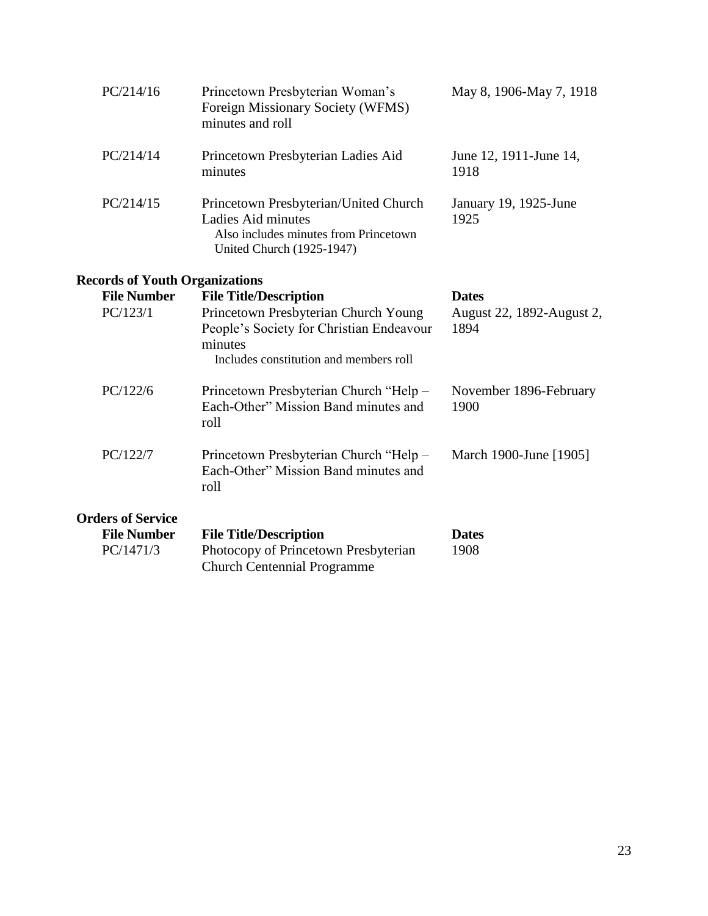| File Number | File Title/Description | Dates |
|---|---|---|
| PC/214/16 | Princetown Presbyterian Woman's Foreign Missionary Society (WFMS) minutes and roll | May 8, 1906-May 7, 1918 |
| PC/214/14 | Princetown Presbyterian Ladies Aid minutes | June 12, 1911-June 14, 1918 |
| PC/214/15 | Princetown Presbyterian/United Church Ladies Aid minutes<br>Also includes minutes from Princetown United Church (1925-1947) | January 19, 1925-June 1925 |

**Records of Youth Organizations**

| File Number | File Title/Description | Dates |
|---|---|---|
| PC/123/1 | Princetown Presbyterian Church Young People's Society for Christian Endeavour minutes<br>Includes constitution and members roll | August 22, 1892-August 2, 1894 |
| PC/122/6 | Princetown Presbyterian Church "Help – Each-Other" Mission Band minutes and roll | November 1896-February 1900 |
| PC/122/7 | Princetown Presbyterian Church "Help – Each-Other" Mission Band minutes and roll | March 1900-June [1905] |

**Orders of Service**

| File Number | File Title/Description | Dates |
|---|---|---|
| PC/1471/3 | Photocopy of Princetown Presbyterian Church Centennial Programme | 1908 |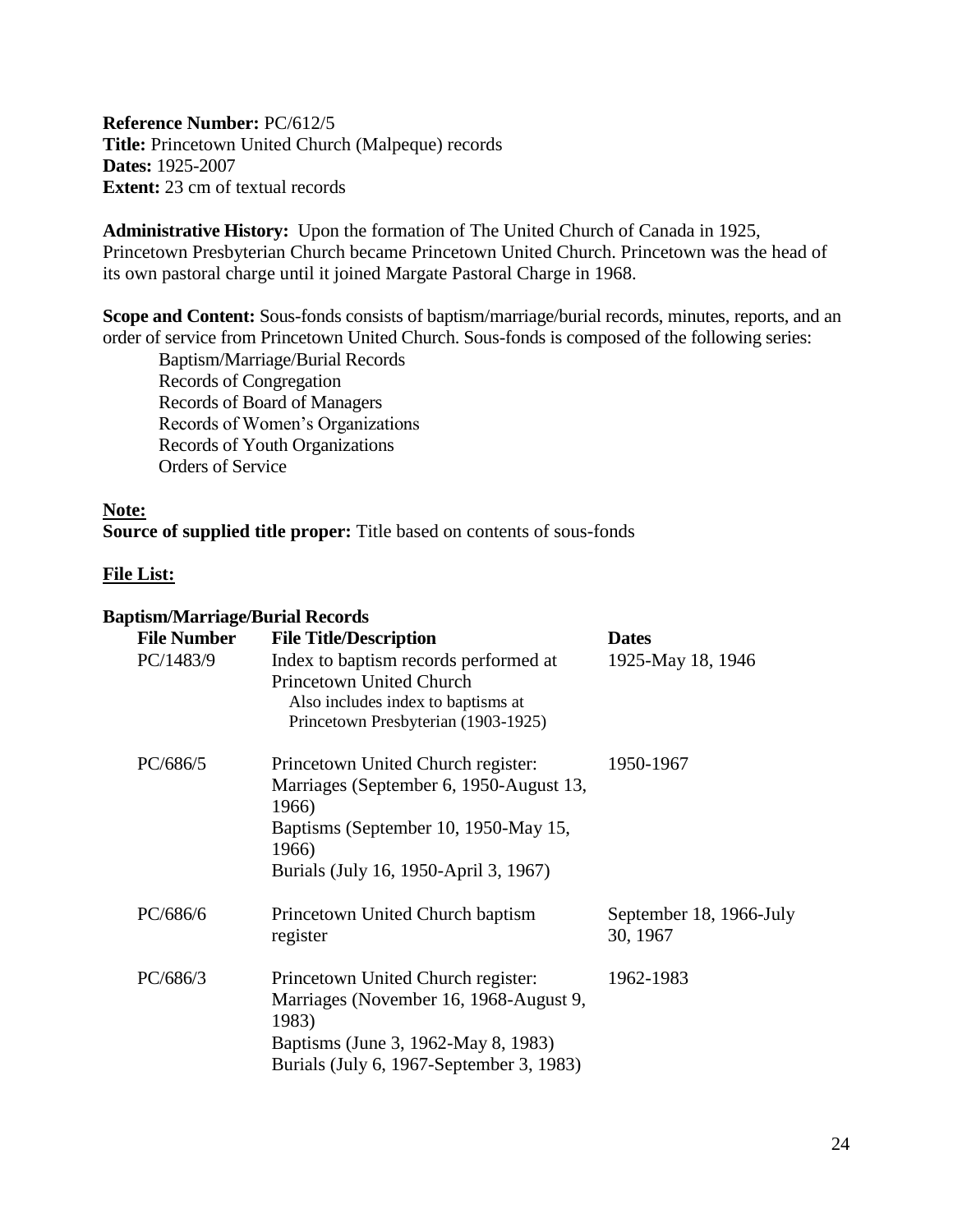**Reference Number:** PC/612/5
**Title:** Princetown United Church (Malpeque) records
**Dates:** 1925-2007
**Extent:** 23 cm of textual records

**Administrative History:** Upon the formation of The United Church of Canada in 1925, Princetown Presbyterian Church became Princetown United Church. Princetown was the head of its own pastoral charge until it joined Margate Pastoral Charge in 1968.

**Scope and Content:** Sous-fonds consists of baptism/marriage/burial records, minutes, reports, and an order of service from Princetown United Church. Sous-fonds is composed of the following series:

- Baptism/Marriage/Burial Records
- Records of Congregation
- Records of Board of Managers
- Records of Women's Organizations
- Records of Youth Organizations
- Orders of Service

**Note:**
**Source of supplied title proper:** Title based on contents of sous-fonds

**File List:**

**Baptism/Marriage/Burial Records**

| File Number | File Title/Description | Dates |
|---|---|---|
| PC/1483/9 | Index to baptism records performed at Princetown United Church<br>Also includes index to baptisms at Princetown Presbyterian (1903-1925) | 1925-May 18, 1946 |
| PC/686/5 | Princetown United Church register:<br>Marriages (September 6, 1950-August 13, 1966)<br>Baptisms (September 10, 1950-May 15, 1966)<br>Burials (July 16, 1950-April 3, 1967) | 1950-1967 |
| PC/686/6 | Princetown United Church baptism register | September 18, 1966-July 30, 1967 |
| PC/686/3 | Princetown United Church register:<br>Marriages (November 16, 1968-August 9, 1983)<br>Baptisms (June 3, 1962-May 8, 1983)<br>Burials (July 6, 1967-September 3, 1983) | 1962-1983 |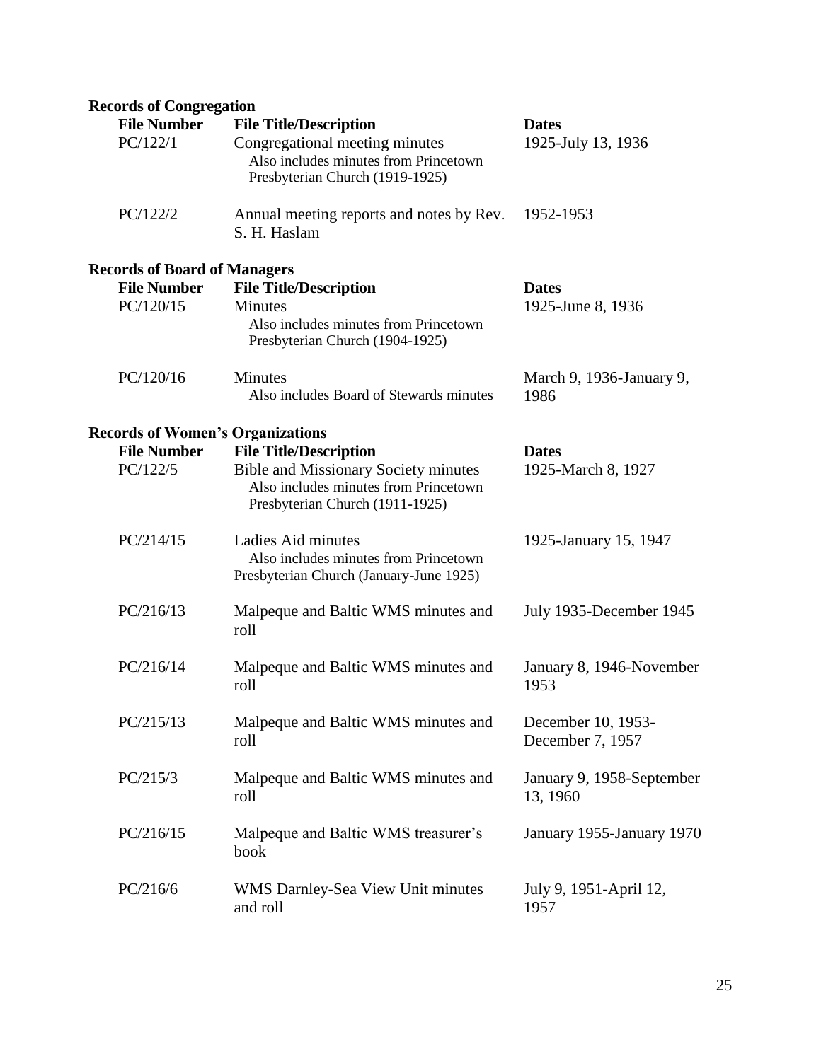## Records of Congregation

| File Number | File Title/Description | Dates |
|---|---|---|
| PC/122/1 | Congregational meeting minutes<br>Also includes minutes from Princetown Presbyterian Church (1919-1925) | 1925-July 13, 1936 |
| PC/122/2 | Annual meeting reports and notes by Rev. S. H. Haslam | 1952-1953 |

## Records of Board of Managers

| File Number | File Title/Description | Dates |
|---|---|---|
| PC/120/15 | Minutes<br>Also includes minutes from Princetown Presbyterian Church (1904-1925) | 1925-June 8, 1936 |
| PC/120/16 | Minutes<br>Also includes Board of Stewards minutes | March 9, 1936-January 9, 1986 |

## Records of Women's Organizations

| File Number | File Title/Description | Dates |
|---|---|---|
| PC/122/5 | Bible and Missionary Society minutes<br>Also includes minutes from Princetown Presbyterian Church (1911-1925) | 1925-March 8, 1927 |
| PC/214/15 | Ladies Aid minutes<br>Also includes minutes from Princetown Presbyterian Church (January-June 1925) | 1925-January 15, 1947 |
| PC/216/13 | Malpeque and Baltic WMS minutes and roll | July 1935-December 1945 |
| PC/216/14 | Malpeque and Baltic WMS minutes and roll | January 8, 1946-November 1953 |
| PC/215/13 | Malpeque and Baltic WMS minutes and roll | December 10, 1953-December 7, 1957 |
| PC/215/3 | Malpeque and Baltic WMS minutes and roll | January 9, 1958-September 13, 1960 |
| PC/216/15 | Malpeque and Baltic WMS treasurer's book | January 1955-January 1970 |
| PC/216/6 | WMS Darnley-Sea View Unit minutes and roll | July 9, 1951-April 12, 1957 |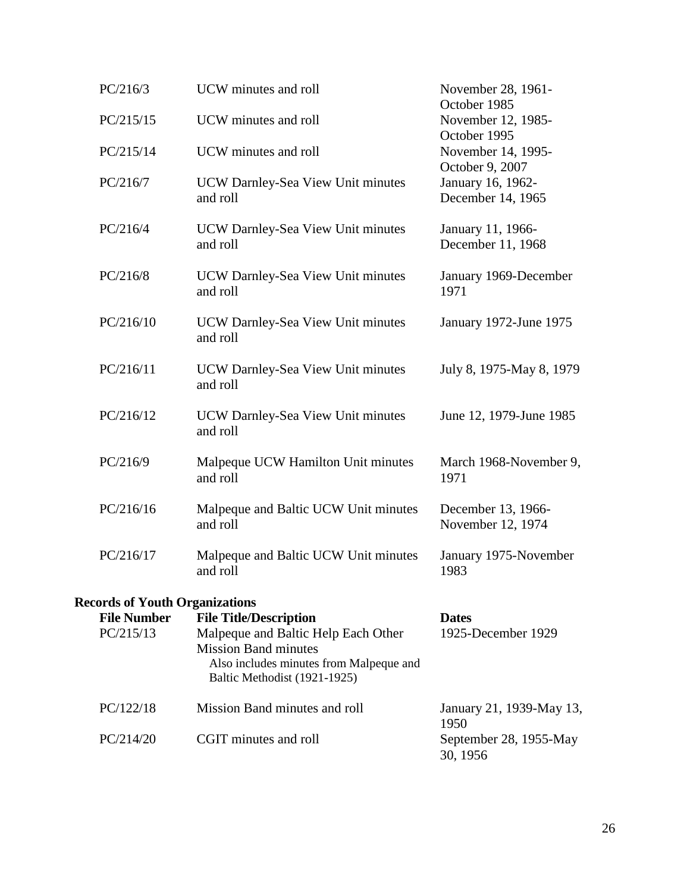| | | |
|---|---|---|
| PC/216/3 | UCW minutes and roll | November 28, 1961-October 1985 |
| PC/215/15 | UCW minutes and roll | November 12, 1985-October 1995 |
| PC/215/14 | UCW minutes and roll | November 14, 1995-October 9, 2007 |
| PC/216/7 | UCW Darnley-Sea View Unit minutes and roll | January 16, 1962-December 14, 1965 |
| PC/216/4 | UCW Darnley-Sea View Unit minutes and roll | January 11, 1966-December 11, 1968 |
| PC/216/8 | UCW Darnley-Sea View Unit minutes and roll | January 1969-December 1971 |
| PC/216/10 | UCW Darnley-Sea View Unit minutes and roll | January 1972-June 1975 |
| PC/216/11 | UCW Darnley-Sea View Unit minutes and roll | July 8, 1975-May 8, 1979 |
| PC/216/12 | UCW Darnley-Sea View Unit minutes and roll | June 12, 1979-June 1985 |
| PC/216/9 | Malpeque UCW Hamilton Unit minutes and roll | March 1968-November 9, 1971 |
| PC/216/16 | Malpeque and Baltic UCW Unit minutes and roll | December 13, 1966-November 12, 1974 |
| PC/216/17 | Malpeque and Baltic UCW Unit minutes and roll | January 1975-November 1983 |

**Records of Youth Organizations**

| File Number | File Title/Description | Dates |
|---|---|---|
| PC/215/13 | Malpeque and Baltic Help Each Other Mission Band minutes<br>Also includes minutes from Malpeque and Baltic Methodist (1921-1925) | 1925-December 1929 |
| PC/122/18 | Mission Band minutes and roll | January 21, 1939-May 13, 1950 |
| PC/214/20 | CGIT minutes and roll | September 28, 1955-May 30, 1956 |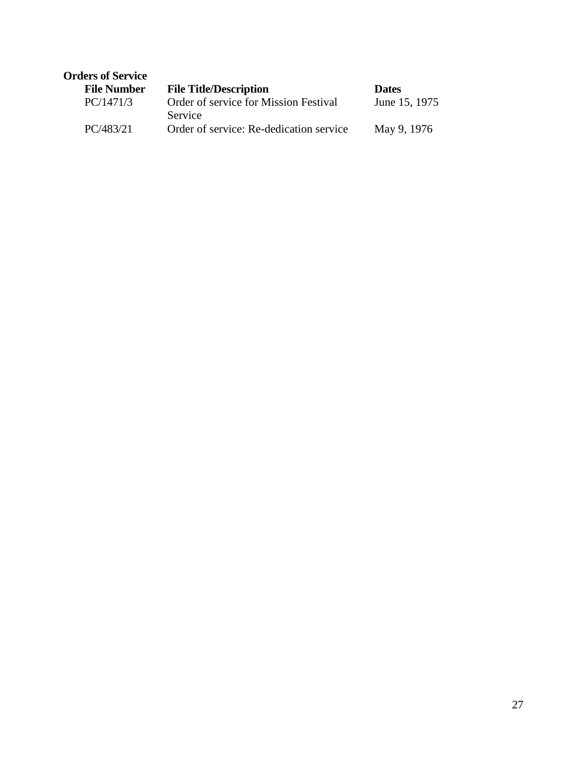**Orders of Service**

| File Number | File Title/Description | Dates |
| --- | --- | --- |
| PC/1471/3 | Order of service for Mission Festival Service | June 15, 1975 |
| PC/483/21 | Order of service: Re-dedication service | May 9, 1976 |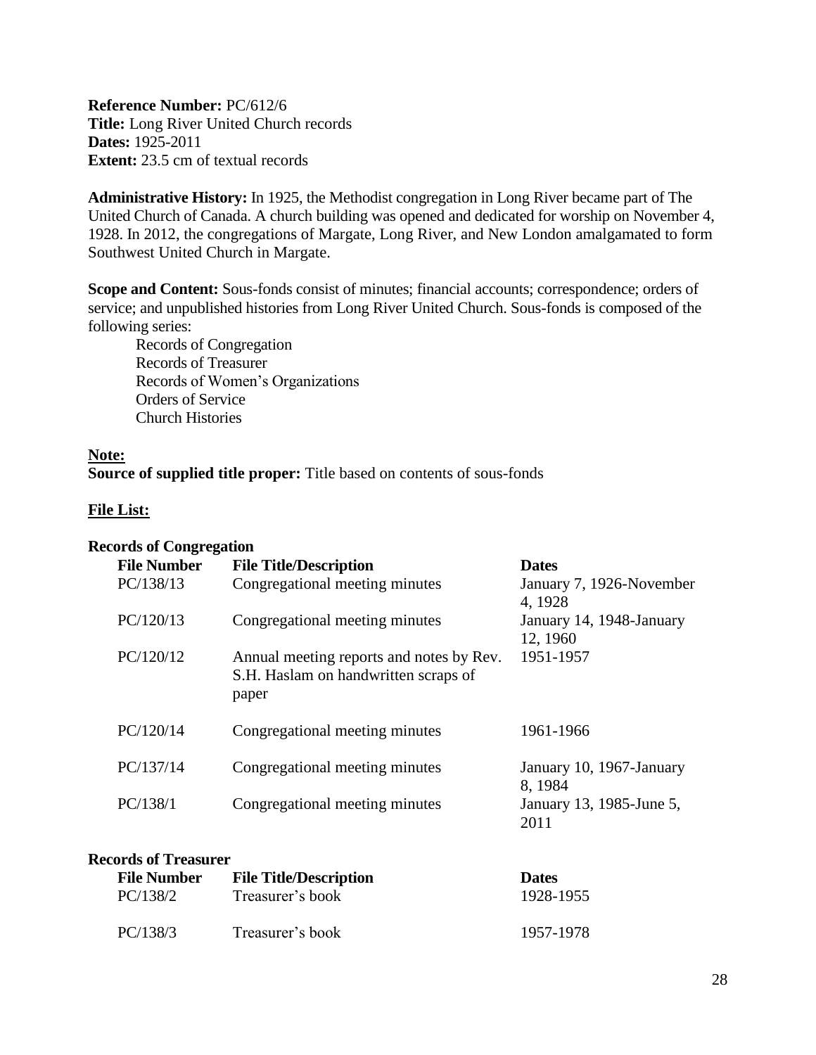**Reference Number:** PC/612/6
**Title:** Long River United Church records
**Dates:** 1925-2011
**Extent:** 23.5 cm of textual records

**Administrative History:** In 1925, the Methodist congregation in Long River became part of The United Church of Canada. A church building was opened and dedicated for worship on November 4, 1928. In 2012, the congregations of Margate, Long River, and New London amalgamated to form Southwest United Church in Margate.

**Scope and Content:** Sous-fonds consist of minutes; financial accounts; correspondence; orders of service; and unpublished histories from Long River United Church. Sous-fonds is composed of the following series:

- Records of Congregation
- Records of Treasurer
- Records of Women's Organizations
- Orders of Service
- Church Histories

**Note:**
**Source of supplied title proper:** Title based on contents of sous-fonds

**File List:**

**Records of Congregation**

| File Number | File Title/Description | Dates |
| --- | --- | --- |
| PC/138/13 | Congregational meeting minutes | January 7, 1926-November 4, 1928 |
| PC/120/13 | Congregational meeting minutes | January 14, 1948-January 12, 1960 |
| PC/120/12 | Annual meeting reports and notes by Rev. S.H. Haslam on handwritten scraps of paper | 1951-1957 |
| PC/120/14 | Congregational meeting minutes | 1961-1966 |
| PC/137/14 | Congregational meeting minutes | January 10, 1967-January 8, 1984 |
| PC/138/1 | Congregational meeting minutes | January 13, 1985-June 5, 2011 |

**Records of Treasurer**

| File Number | File Title/Description | Dates |
| --- | --- | --- |
| PC/138/2 | Treasurer's book | 1928-1955 |
| PC/138/3 | Treasurer's book | 1957-1978 |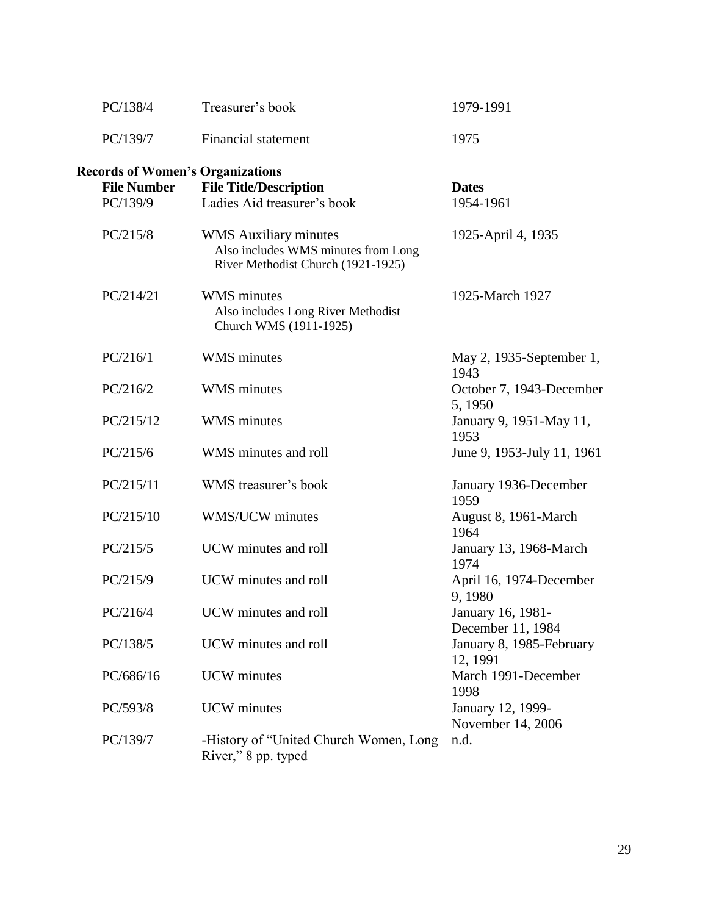| | | |
|---|---|---|
| PC/138/4 | Treasurer's book | 1979-1991 |
| PC/139/7 | Financial statement | 1975 |

**Records of Women's Organizations**

| File Number | File Title/Description | Dates |
|---|---|---|
| PC/139/9 | Ladies Aid treasurer's book | 1954-1961 |
| PC/215/8 | WMS Auxiliary minutes<br>Also includes WMS minutes from Long River Methodist Church (1921-1925) | 1925-April 4, 1935 |
| PC/214/21 | WMS minutes<br>Also includes Long River Methodist Church WMS (1911-1925) | 1925-March 1927 |
| PC/216/1 | WMS minutes | May 2, 1935-September 1, 1943 |
| PC/216/2 | WMS minutes | October 7, 1943-December 5, 1950 |
| PC/215/12 | WMS minutes | January 9, 1951-May 11, 1953 |
| PC/215/6 | WMS minutes and roll | June 9, 1953-July 11, 1961 |
| PC/215/11 | WMS treasurer's book | January 1936-December 1959 |
| PC/215/10 | WMS/UCW minutes | August 8, 1961-March 1964 |
| PC/215/5 | UCW minutes and roll | January 13, 1968-March 1974 |
| PC/215/9 | UCW minutes and roll | April 16, 1974-December 9, 1980 |
| PC/216/4 | UCW minutes and roll | January 16, 1981-December 11, 1984 |
| PC/138/5 | UCW minutes and roll | January 8, 1985-February 12, 1991 |
| PC/686/16 | UCW minutes | March 1991-December 1998 |
| PC/593/8 | UCW minutes | January 12, 1999-November 14, 2006 |
| PC/139/7 | -History of "United Church Women, Long River," 8 pp. typed | n.d. |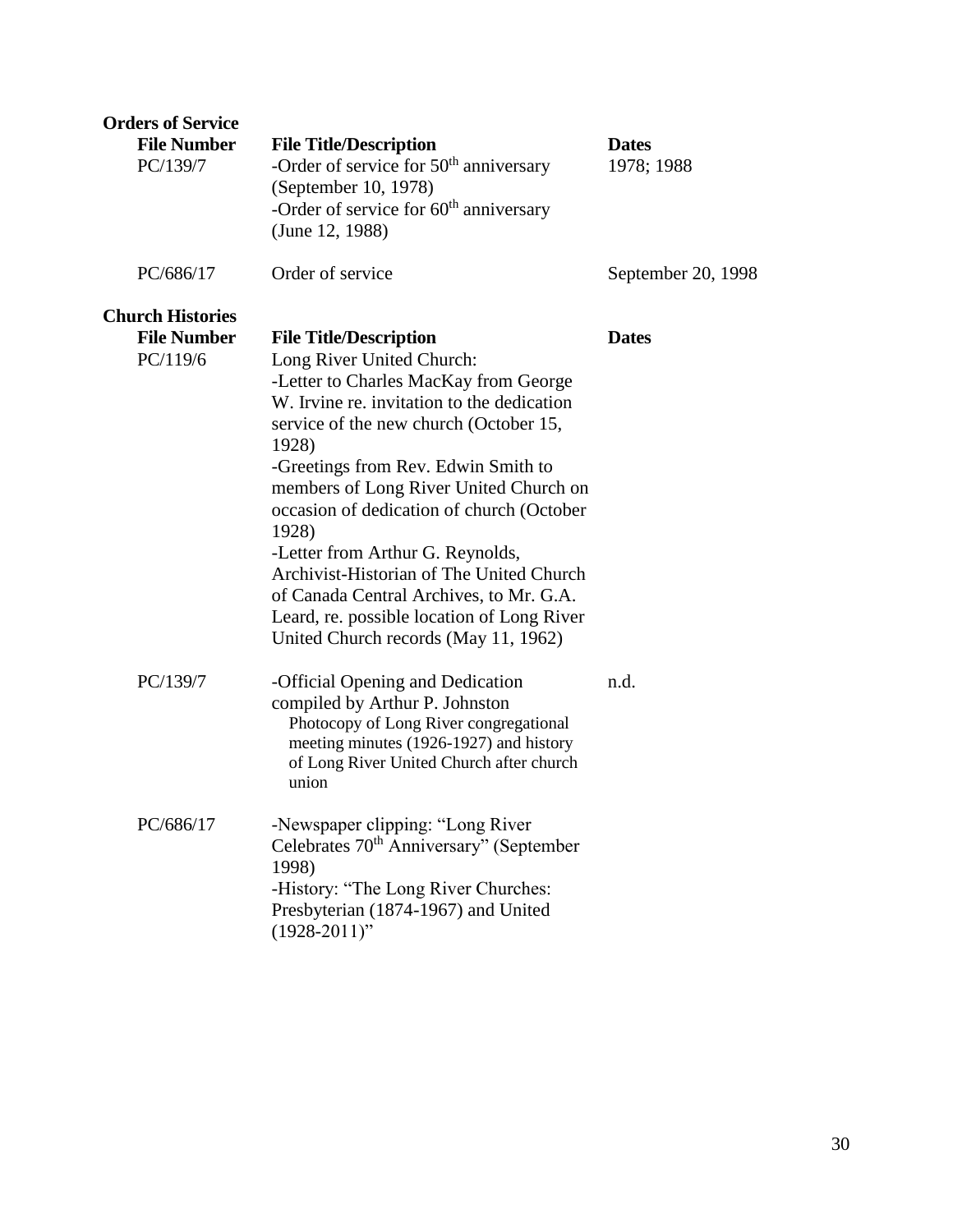**Orders of Service**

| File Number | File Title/Description | Dates |
|---|---|---|
| PC/139/7 | -Order of service for 50th anniversary (September 10, 1978)<br>-Order of service for 60th anniversary (June 12, 1988) | 1978; 1988 |
| PC/686/17 | Order of service | September 20, 1998 |

**Church Histories**

| File Number | File Title/Description | Dates |
|---|---|---|
| PC/119/6 | Long River United Church:<br>-Letter to Charles MacKay from George W. Irvine re. invitation to the dedication service of the new church (October 15, 1928)<br>-Greetings from Rev. Edwin Smith to members of Long River United Church on occasion of dedication of church (October 1928)<br>-Letter from Arthur G. Reynolds, Archivist-Historian of The United Church of Canada Central Archives, to Mr. G.A. Leard, re. possible location of Long River United Church records (May 11, 1962) | |
| PC/139/7 | -Official Opening and Dedication compiled by Arthur P. Johnston<br>Photocopy of Long River congregational meeting minutes (1926-1927) and history of Long River United Church after church union | n.d. |
| PC/686/17 | -Newspaper clipping: "Long River Celebrates 70th Anniversary" (September 1998)<br>-History: "The Long River Churches: Presbyterian (1874-1967) and United (1928-2011)" | |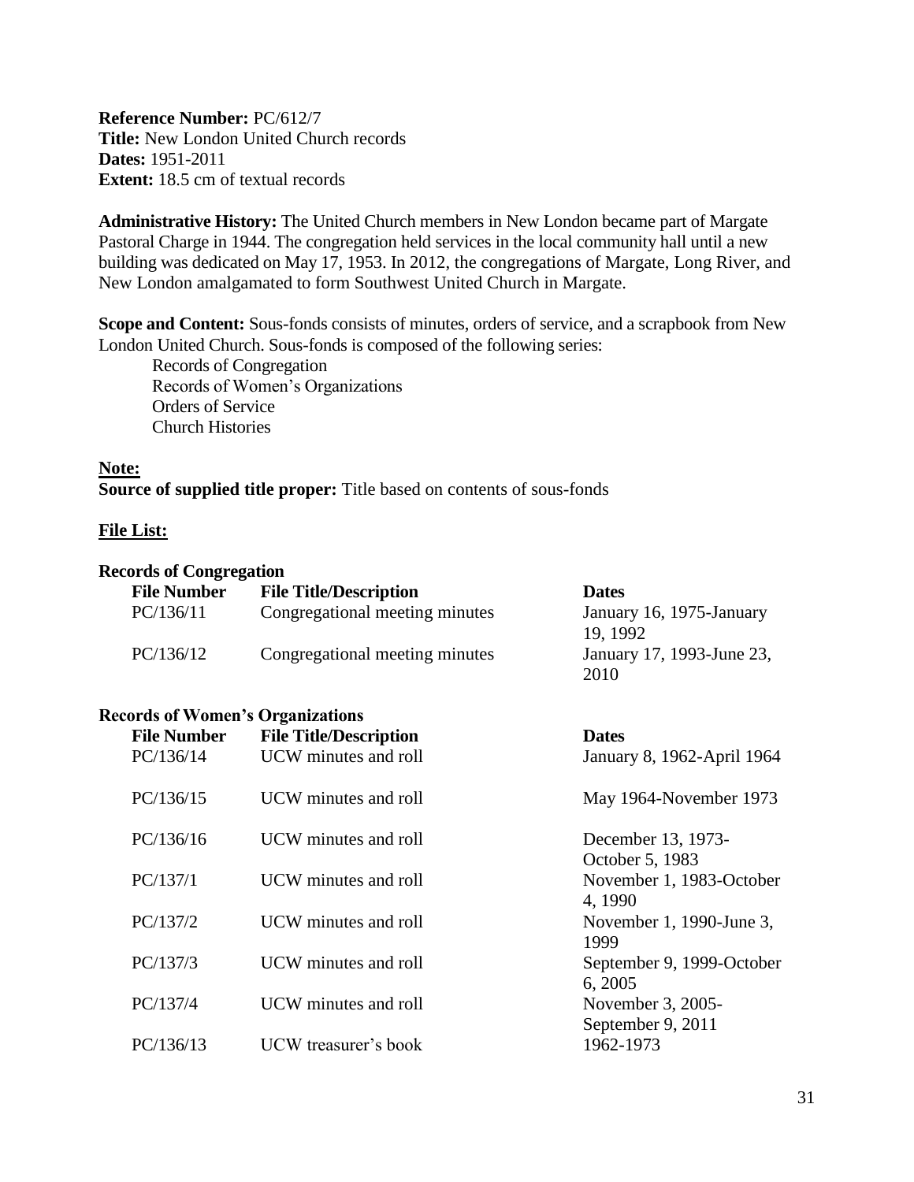**Reference Number:** PC/612/7
**Title:** New London United Church records
**Dates:** 1951-2011
**Extent:** 18.5 cm of textual records

**Administrative History:** The United Church members in New London became part of Margate Pastoral Charge in 1944. The congregation held services in the local community hall until a new building was dedicated on May 17, 1953. In 2012, the congregations of Margate, Long River, and New London amalgamated to form Southwest United Church in Margate.

**Scope and Content:** Sous-fonds consists of minutes, orders of service, and a scrapbook from New London United Church. Sous-fonds is composed of the following series:

- Records of Congregation
- Records of Women's Organizations
- Orders of Service
- Church Histories

**Note:**

**Source of supplied title proper:** Title based on contents of sous-fonds

**File List:**

**Records of Congregation**

| File Number | File Title/Description | Dates |
|---|---|---|
| PC/136/11 | Congregational meeting minutes | January 16, 1975-January 19, 1992 |
| PC/136/12 | Congregational meeting minutes | January 17, 1993-June 23, 2010 |

**Records of Women's Organizations**

| File Number | File Title/Description | Dates |
|---|---|---|
| PC/136/14 | UCW minutes and roll | January 8, 1962-April 1964 |
| PC/136/15 | UCW minutes and roll | May 1964-November 1973 |
| PC/136/16 | UCW minutes and roll | December 13, 1973-October 5, 1983 |
| PC/137/1 | UCW minutes and roll | November 1, 1983-October 4, 1990 |
| PC/137/2 | UCW minutes and roll | November 1, 1990-June 3, 1999 |
| PC/137/3 | UCW minutes and roll | September 9, 1999-October 6, 2005 |
| PC/137/4 | UCW minutes and roll | November 3, 2005-September 9, 2011 |
| PC/136/13 | UCW treasurer's book | 1962-1973 |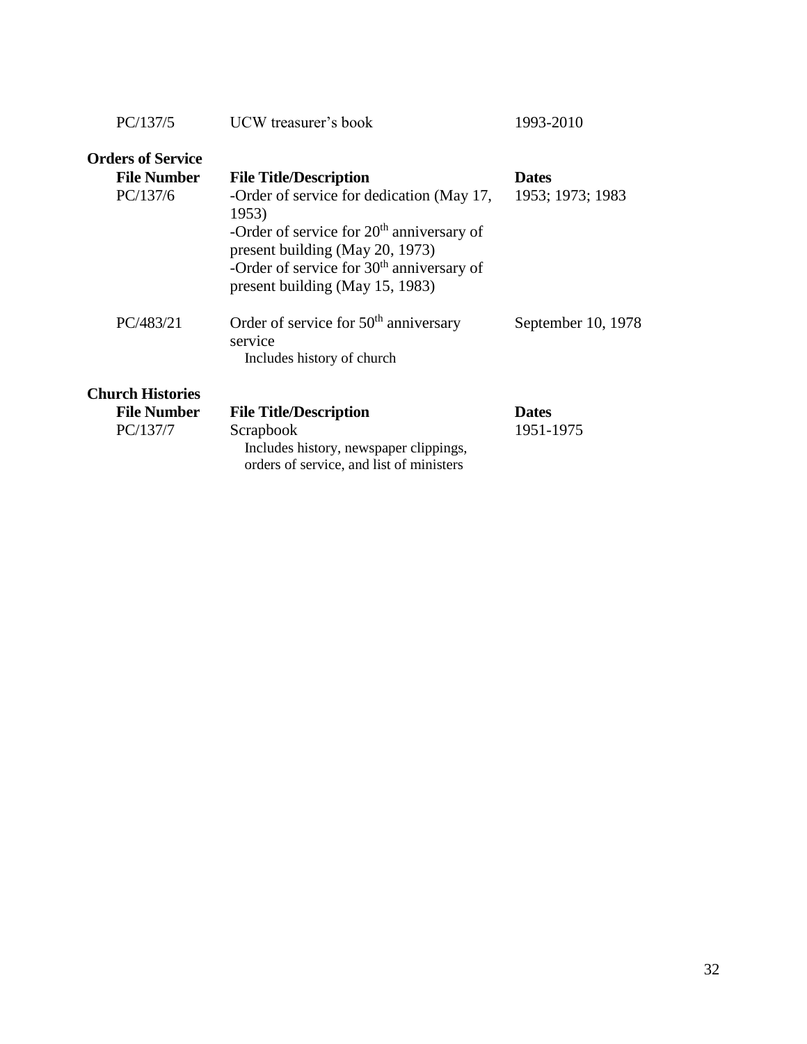| | | |
|---|---|---|
| PC/137/5 | UCW treasurer's book | 1993-2010 |

**Orders of Service**

| File Number | File Title/Description | Dates |
|---|---|---|
| PC/137/6 | -Order of service for dedication (May 17, 1953)<br>-Order of service for 20th anniversary of present building (May 20, 1973)<br>-Order of service for 30th anniversary of present building (May 15, 1983) | 1953; 1973; 1983 |
| PC/483/21 | Order of service for 50th anniversary service<br>Includes history of church | September 10, 1978 |

**Church Histories**

| File Number | File Title/Description | Dates |
|---|---|---|
| PC/137/7 | Scrapbook<br>Includes history, newspaper clippings, orders of service, and list of ministers | 1951-1975 |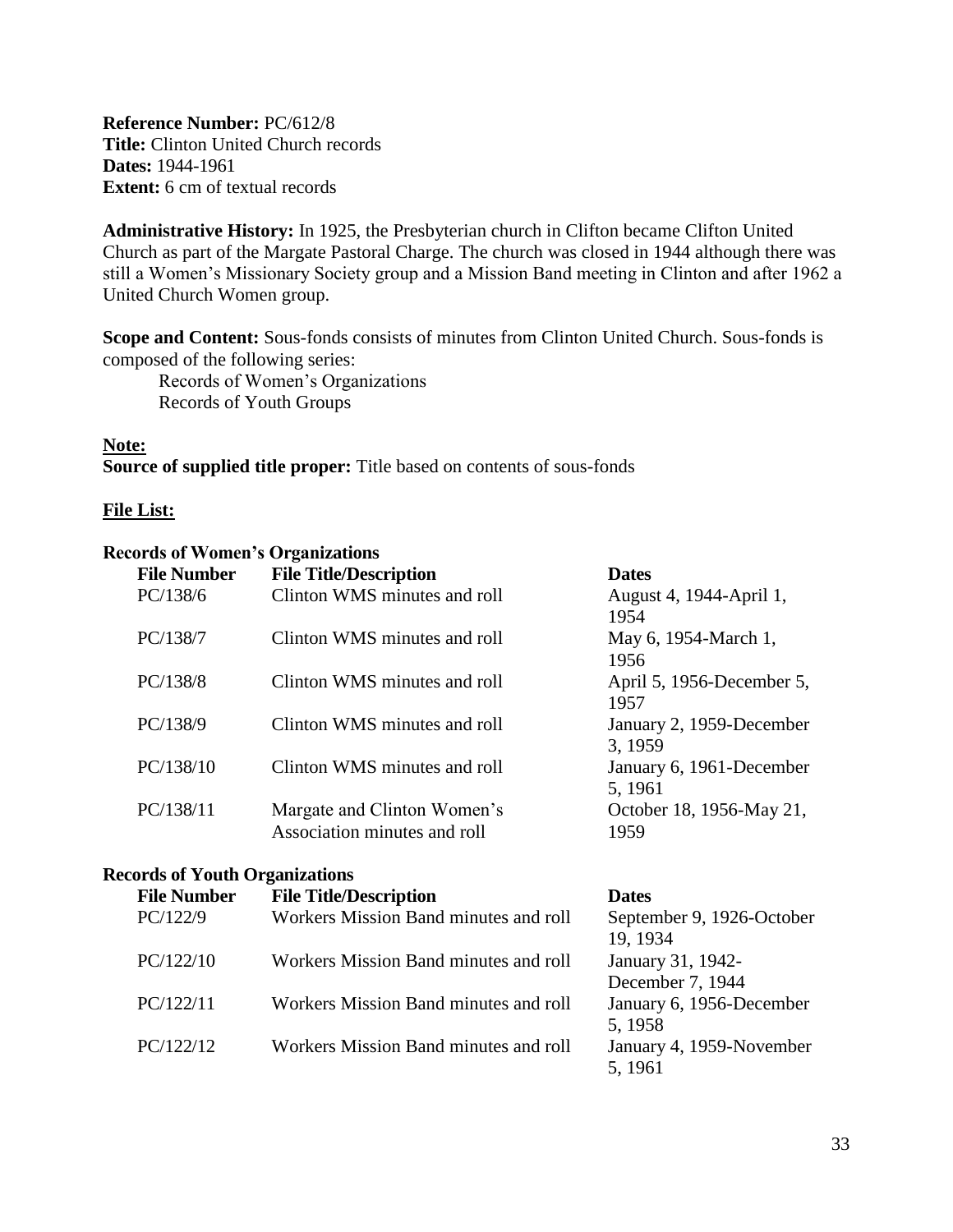**Reference Number:** PC/612/8
**Title:** Clinton United Church records
**Dates:** 1944-1961
**Extent:** 6 cm of textual records

**Administrative History:** In 1925, the Presbyterian church in Clifton became Clifton United Church as part of the Margate Pastoral Charge. The church was closed in 1944 although there was still a Women's Missionary Society group and a Mission Band meeting in Clinton and after 1962 a United Church Women group.

**Scope and Content:** Sous-fonds consists of minutes from Clinton United Church. Sous-fonds is composed of the following series:

Records of Women's Organizations
Records of Youth Groups

**Note:**

**Source of supplied title proper:** Title based on contents of sous-fonds

**File List:**

**Records of Women's Organizations**

| File Number | File Title/Description | Dates |
|---|---|---|
| PC/138/6 | Clinton WMS minutes and roll | August 4, 1944-April 1, 1954 |
| PC/138/7 | Clinton WMS minutes and roll | May 6, 1954-March 1, 1956 |
| PC/138/8 | Clinton WMS minutes and roll | April 5, 1956-December 5, 1957 |
| PC/138/9 | Clinton WMS minutes and roll | January 2, 1959-December 3, 1959 |
| PC/138/10 | Clinton WMS minutes and roll | January 6, 1961-December 5, 1961 |
| PC/138/11 | Margate and Clinton Women's Association minutes and roll | October 18, 1956-May 21, 1959 |

**Records of Youth Organizations**

| File Number | File Title/Description | Dates |
|---|---|---|
| PC/122/9 | Workers Mission Band minutes and roll | September 9, 1926-October 19, 1934 |
| PC/122/10 | Workers Mission Band minutes and roll | January 31, 1942-December 7, 1944 |
| PC/122/11 | Workers Mission Band minutes and roll | January 6, 1956-December 5, 1958 |
| PC/122/12 | Workers Mission Band minutes and roll | January 4, 1959-November 5, 1961 |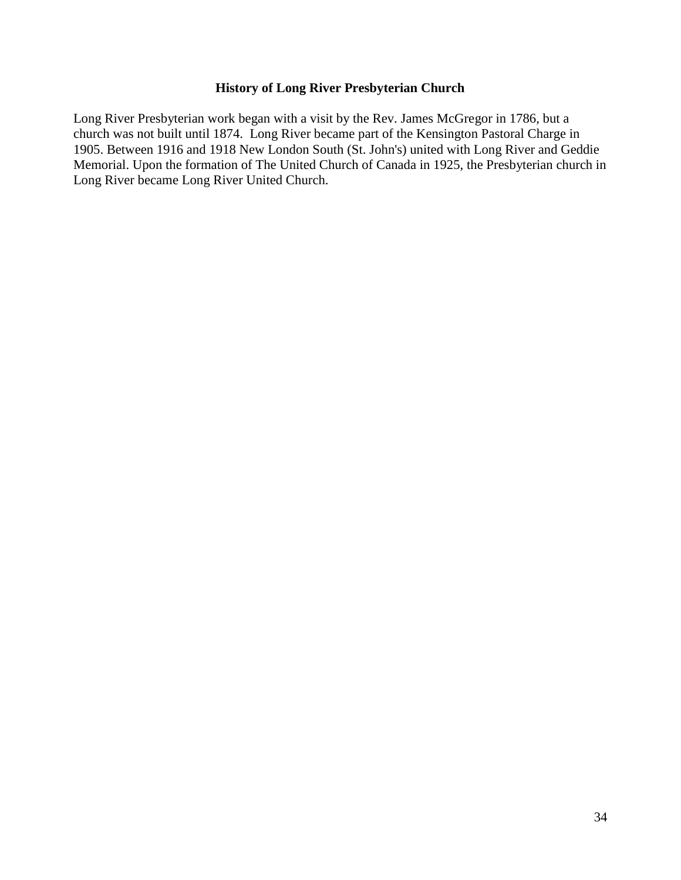## History of Long River Presbyterian Church

Long River Presbyterian work began with a visit by the Rev. James McGregor in 1786, but a church was not built until 1874. Long River became part of the Kensington Pastoral Charge in 1905. Between 1916 and 1918 New London South (St. John's) united with Long River and Geddie Memorial. Upon the formation of The United Church of Canada in 1925, the Presbyterian church in Long River became Long River United Church.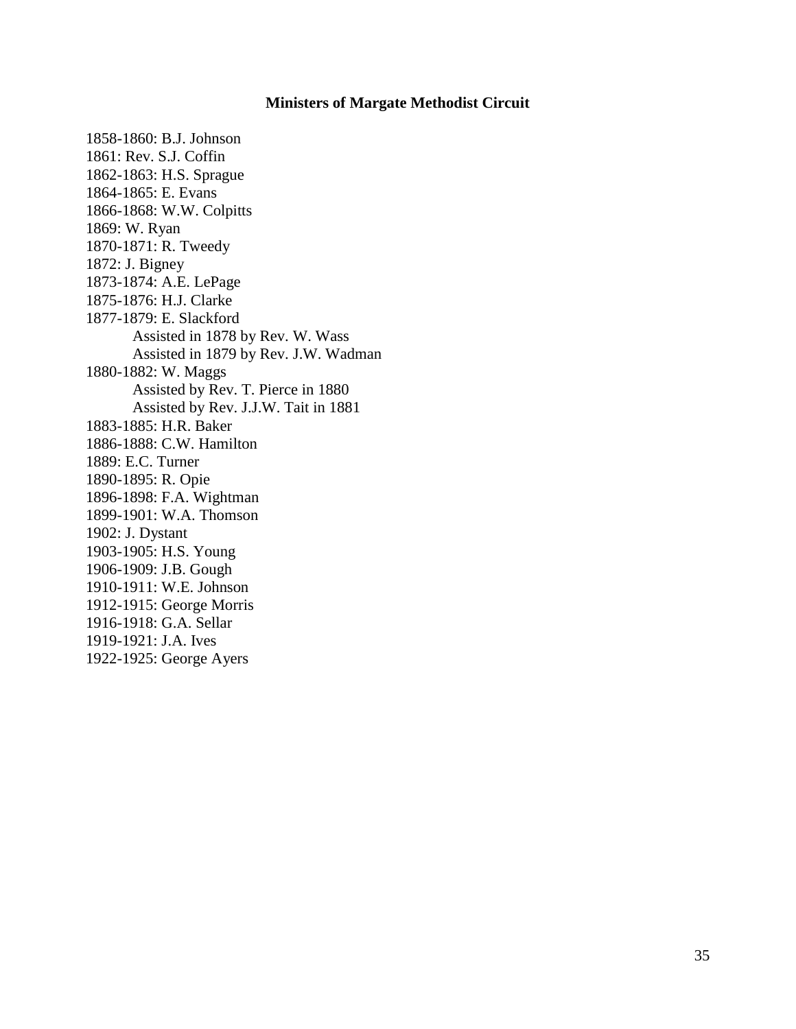## Ministers of Margate Methodist Circuit

1858-1860: B.J. Johnson
1861: Rev. S.J. Coffin
1862-1863: H.S. Sprague
1864-1865: E. Evans
1866-1868: W.W. Colpitts
1869: W. Ryan
1870-1871: R. Tweedy
1872: J. Bigney
1873-1874: A.E. LePage
1875-1876: H.J. Clarke
1877-1879: E. Slackford
    Assisted in 1878 by Rev. W. Wass
    Assisted in 1879 by Rev. J.W. Wadman
1880-1882: W. Maggs
    Assisted by Rev. T. Pierce in 1880
    Assisted by Rev. J.J.W. Tait in 1881
1883-1885: H.R. Baker
1886-1888: C.W. Hamilton
1889: E.C. Turner
1890-1895: R. Opie
1896-1898: F.A. Wightman
1899-1901: W.A. Thomson
1902: J. Dystant
1903-1905: H.S. Young
1906-1909: J.B. Gough
1910-1911: W.E. Johnson
1912-1915: George Morris
1916-1918: G.A. Sellar
1919-1921: J.A. Ives
1922-1925: George Ayers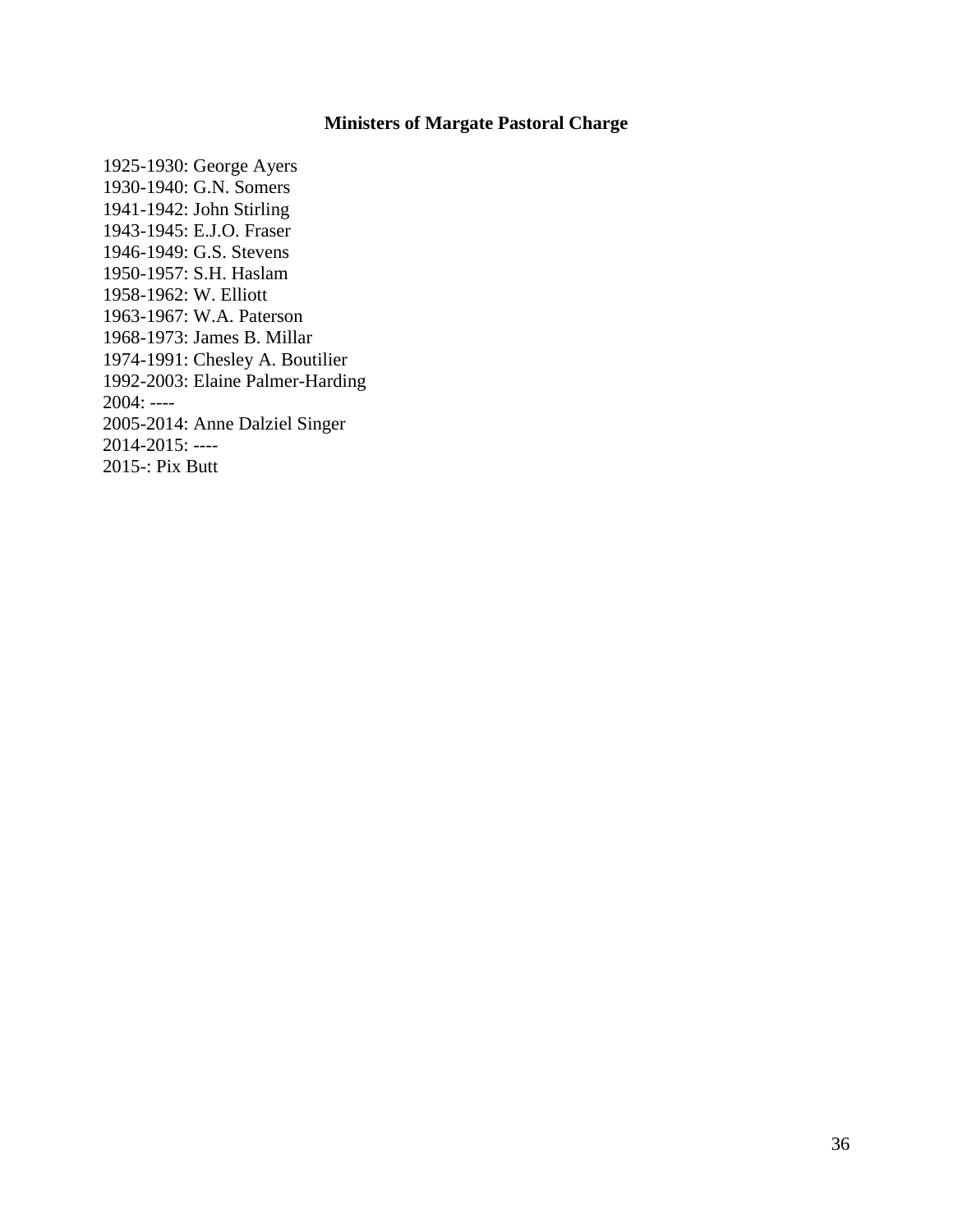# Ministers of Margate Pastoral Charge

1925-1930: George Ayers
1930-1940: G.N. Somers
1941-1942: John Stirling
1943-1945: E.J.O. Fraser
1946-1949: G.S. Stevens
1950-1957: S.H. Haslam
1958-1962: W. Elliott
1963-1967: W.A. Paterson
1968-1973: James B. Millar
1974-1991: Chesley A. Boutilier
1992-2003: Elaine Palmer-Harding
2004: ----
2005-2014: Anne Dalziel Singer
2014-2015: ----
2015-: Pix Butt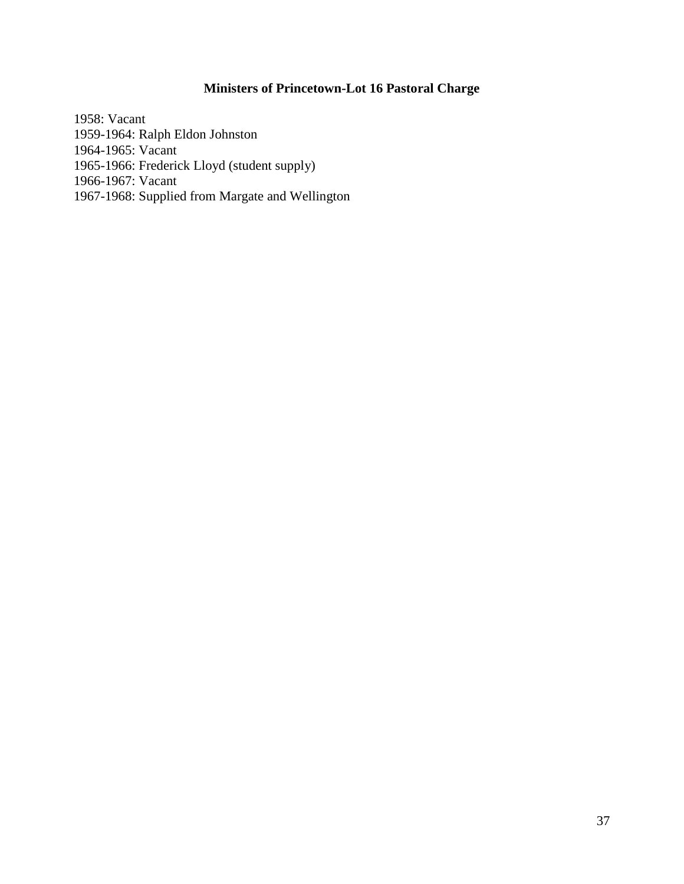## Ministers of Princetown-Lot 16 Pastoral Charge

1958: Vacant
1959-1964: Ralph Eldon Johnston
1964-1965: Vacant
1965-1966: Frederick Lloyd (student supply)
1966-1967: Vacant
1967-1968: Supplied from Margate and Wellington